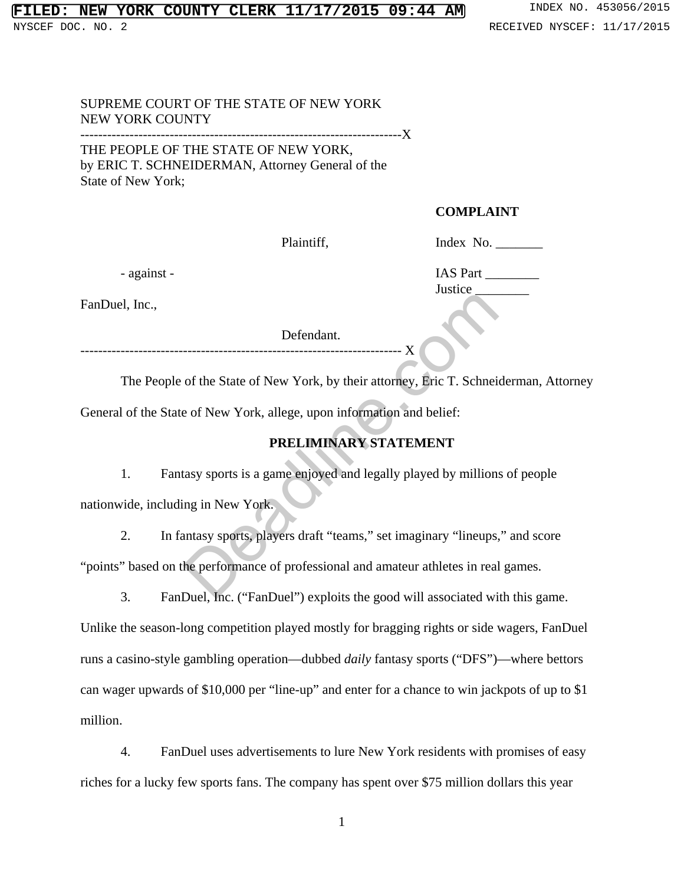SUPREME COURT OF THE STATE OF NEW YORK
NEW YORK COUNTY

---

THE PEOPLE OF THE STATE OF NEW YORK, by ERIC T. SCHNEIDERMAN, Attorney General of the State of New York;

Plaintiff,

- against -

FanDuel, Inc.,

Defendant.

---

**COMPLAINT**

Index No. _______

IAS Part ________
Justice ________

The People of the State of New York, by their attorney, Eric T. Schneiderman, Attorney General of the State of New York, allege, upon information and belief:

## PRELIMINARY STATEMENT

1. Fantasy sports is a game enjoyed and legally played by millions of people nationwide, including in New York.

2. In fantasy sports, players draft "teams," set imaginary "lineups," and score "points" based on the performance of professional and amateur athletes in real games.

3. FanDuel, Inc. ("FanDuel") exploits the good will associated with this game. Unlike the season-long competition played mostly for bragging rights or side wagers, FanDuel runs a casino-style gambling operation—dubbed *daily* fantasy sports ("DFS")—where bettors can wager upwards of $10,000 per "line-up" and enter for a chance to win jackpots of up to $1 million.

4. FanDuel uses advertisements to lure New York residents with promises of easy riches for a lucky few sports fans. The company has spent over $75 million dollars this year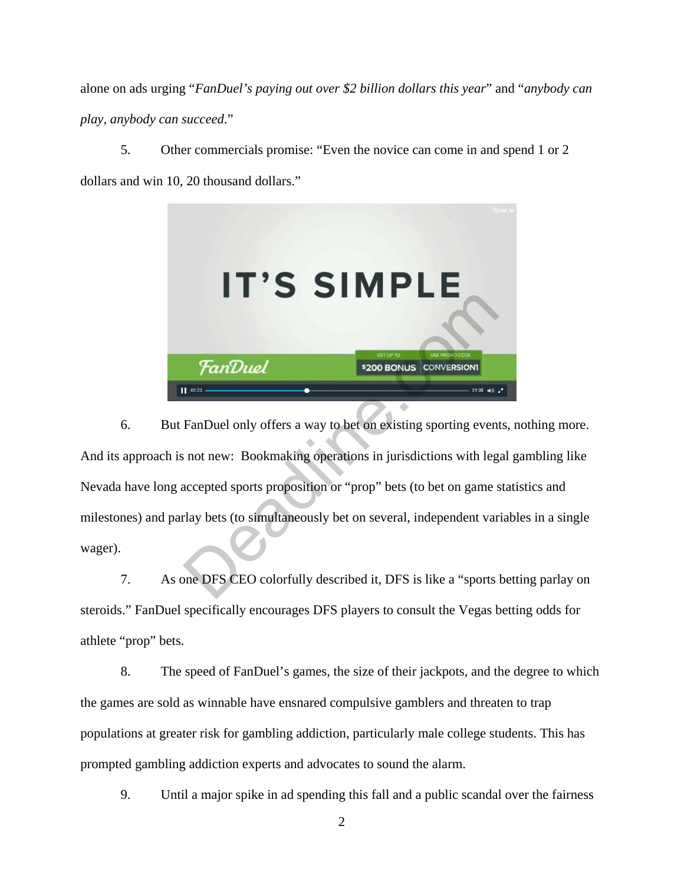alone on ads urging "*FanDuel's paying out over $2 billion dollars this year*" and "*anybody can play, anybody can succeed*."

5. Other commercials promise: "Even the novice can come in and spend 1 or 2 dollars and win 10, 20 thousand dollars."

6. But FanDuel only offers a way to bet on existing sporting events, nothing more. And its approach is not new: Bookmaking operations in jurisdictions with legal gambling like Nevada have long accepted sports proposition or "prop" bets (to bet on game statistics and milestones) and parlay bets (to simultaneously bet on several, independent variables in a single wager).

7. As one DFS CEO colorfully described it, DFS is like a "sports betting parlay on steroids." FanDuel specifically encourages DFS players to consult the Vegas betting odds for athlete "prop" bets.

8. The speed of FanDuel's games, the size of their jackpots, and the degree to which the games are sold as winnable have ensnared compulsive gamblers and threaten to trap populations at greater risk for gambling addiction, particularly male college students. This has prompted gambling addiction experts and advocates to sound the alarm.

9. Until a major spike in ad spending this fall and a public scandal over the fairness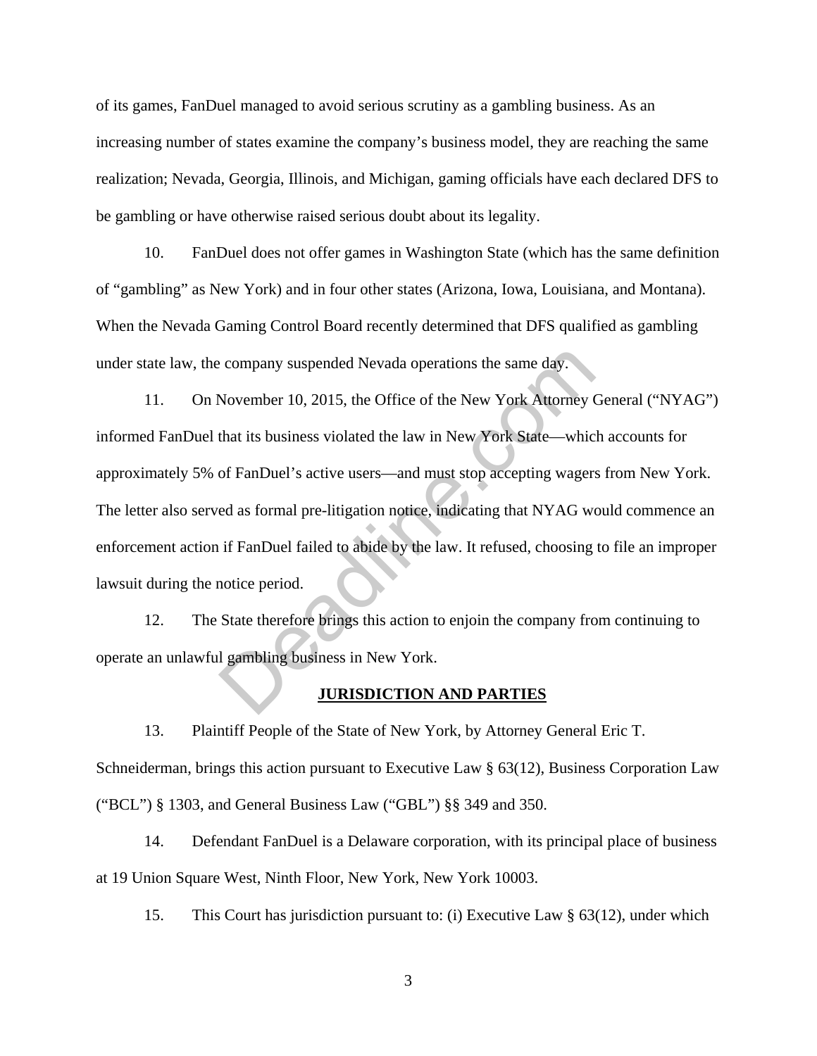of its games, FanDuel managed to avoid serious scrutiny as a gambling business. As an increasing number of states examine the company's business model, they are reaching the same realization; Nevada, Georgia, Illinois, and Michigan, gaming officials have each declared DFS to be gambling or have otherwise raised serious doubt about its legality.

10. FanDuel does not offer games in Washington State (which has the same definition of "gambling" as New York) and in four other states (Arizona, Iowa, Louisiana, and Montana). When the Nevada Gaming Control Board recently determined that DFS qualified as gambling under state law, the company suspended Nevada operations the same day.

11. On November 10, 2015, the Office of the New York Attorney General ("NYAG") informed FanDuel that its business violated the law in New York State—which accounts for approximately 5% of FanDuel's active users—and must stop accepting wagers from New York. The letter also served as formal pre-litigation notice, indicating that NYAG would commence an enforcement action if FanDuel failed to abide by the law. It refused, choosing to file an improper lawsuit during the notice period.

12. The State therefore brings this action to enjoin the company from continuing to operate an unlawful gambling business in New York.

## JURISDICTION AND PARTIES

13. Plaintiff People of the State of New York, by Attorney General Eric T. Schneiderman, brings this action pursuant to Executive Law § 63(12), Business Corporation Law ("BCL") § 1303, and General Business Law ("GBL") §§ 349 and 350.

14. Defendant FanDuel is a Delaware corporation, with its principal place of business at 19 Union Square West, Ninth Floor, New York, New York 10003.

15. This Court has jurisdiction pursuant to: (i) Executive Law § 63(12), under which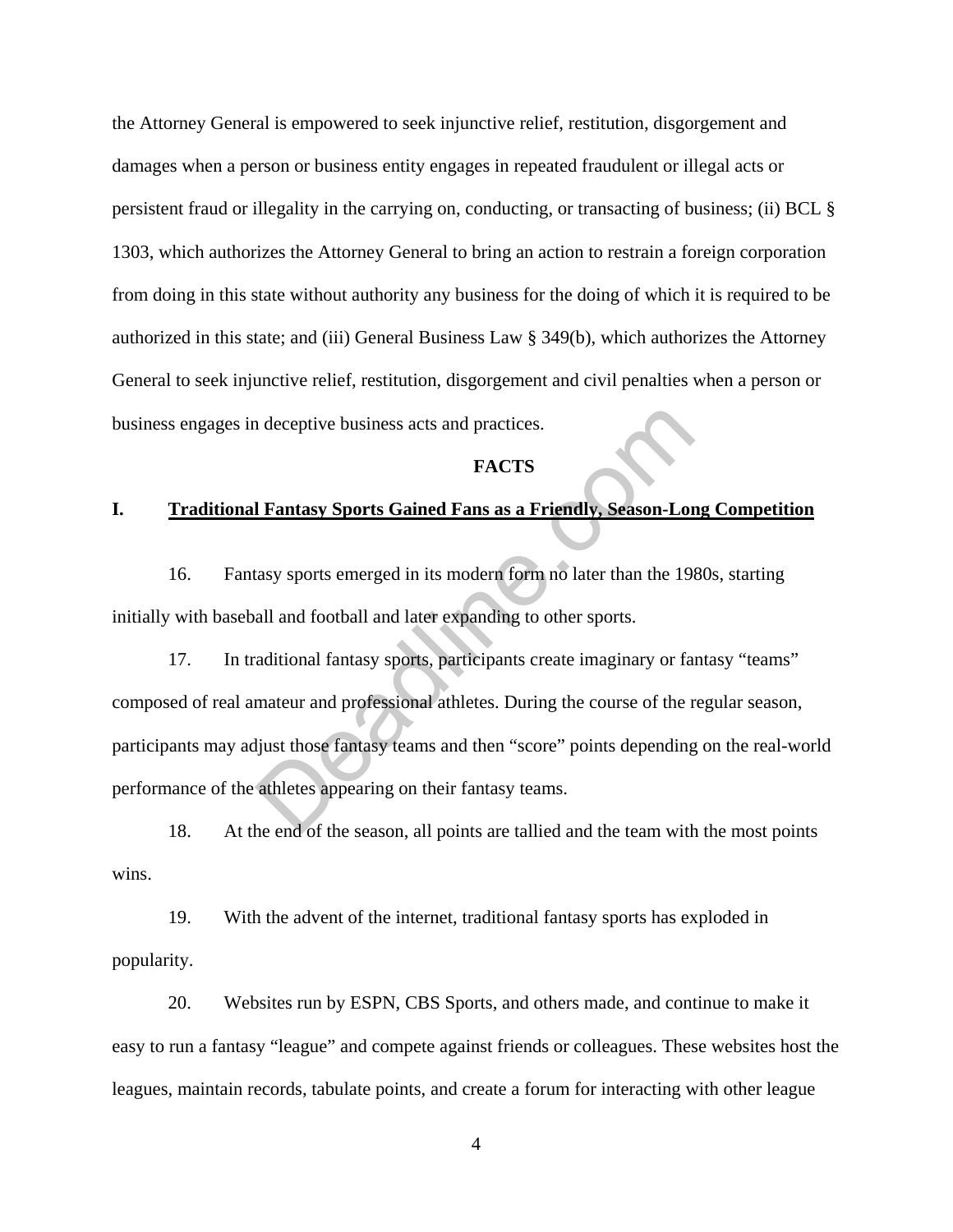the Attorney General is empowered to seek injunctive relief, restitution, disgorgement and damages when a person or business entity engages in repeated fraudulent or illegal acts or persistent fraud or illegality in the carrying on, conducting, or transacting of business; (ii) BCL § 1303, which authorizes the Attorney General to bring an action to restrain a foreign corporation from doing in this state without authority any business for the doing of which it is required to be authorized in this state; and (iii) General Business Law § 349(b), which authorizes the Attorney General to seek injunctive relief, restitution, disgorgement and civil penalties when a person or business engages in deceptive business acts and practices.

## FACTS

### I. Traditional Fantasy Sports Gained Fans as a Friendly, Season-Long Competition

16. Fantasy sports emerged in its modern form no later than the 1980s, starting initially with baseball and football and later expanding to other sports.

17. In traditional fantasy sports, participants create imaginary or fantasy "teams" composed of real amateur and professional athletes. During the course of the regular season, participants may adjust those fantasy teams and then "score" points depending on the real-world performance of the athletes appearing on their fantasy teams.

18. At the end of the season, all points are tallied and the team with the most points wins.

19. With the advent of the internet, traditional fantasy sports has exploded in popularity.

20. Websites run by ESPN, CBS Sports, and others made, and continue to make it easy to run a fantasy "league" and compete against friends or colleagues. These websites host the leagues, maintain records, tabulate points, and create a forum for interacting with other league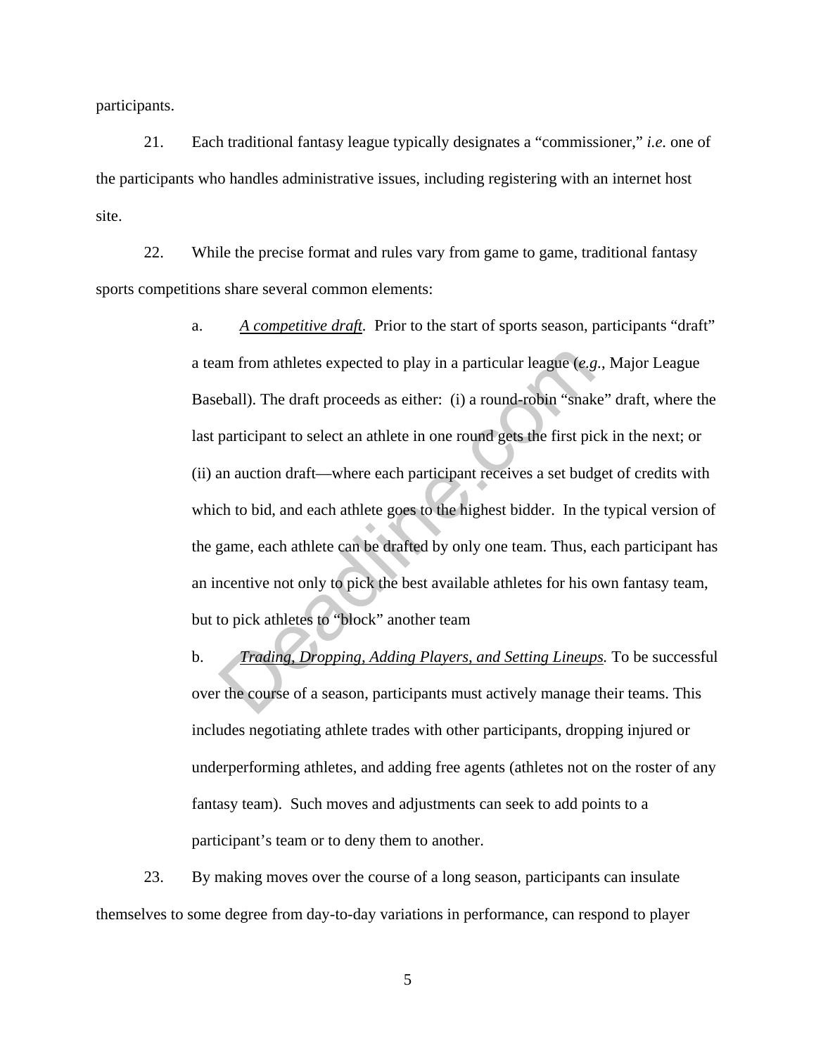participants.

21. Each traditional fantasy league typically designates a "commissioner," *i.e.* one of the participants who handles administrative issues, including registering with an internet host site.

22. While the precise format and rules vary from game to game, traditional fantasy sports competitions share several common elements:

a. *A competitive draft*. Prior to the start of sports season, participants "draft" a team from athletes expected to play in a particular league (*e.g.*, Major League Baseball). The draft proceeds as either: (i) a round-robin "snake" draft, where the last participant to select an athlete in one round gets the first pick in the next; or (ii) an auction draft—where each participant receives a set budget of credits with which to bid, and each athlete goes to the highest bidder. In the typical version of the game, each athlete can be drafted by only one team. Thus, each participant has an incentive not only to pick the best available athletes for his own fantasy team, but to pick athletes to "block" another team

b. *Trading, Dropping, Adding Players, and Setting Lineups.* To be successful over the course of a season, participants must actively manage their teams. This includes negotiating athlete trades with other participants, dropping injured or underperforming athletes, and adding free agents (athletes not on the roster of any fantasy team). Such moves and adjustments can seek to add points to a participant's team or to deny them to another.

23. By making moves over the course of a long season, participants can insulate themselves to some degree from day-to-day variations in performance, can respond to player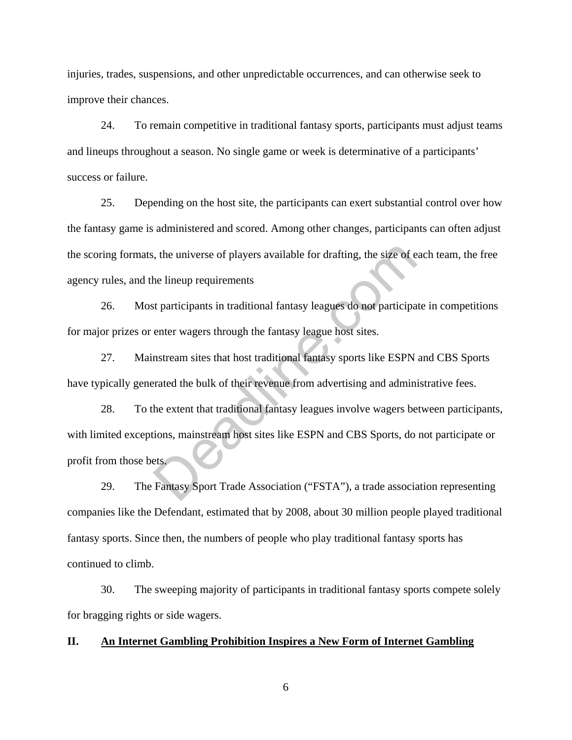injuries, trades, suspensions, and other unpredictable occurrences, and can otherwise seek to improve their chances.

24. To remain competitive in traditional fantasy sports, participants must adjust teams and lineups throughout a season. No single game or week is determinative of a participants' success or failure.

25. Depending on the host site, the participants can exert substantial control over how the fantasy game is administered and scored. Among other changes, participants can often adjust the scoring formats, the universe of players available for drafting, the size of each team, the free agency rules, and the lineup requirements

26. Most participants in traditional fantasy leagues do not participate in competitions for major prizes or enter wagers through the fantasy league host sites.

27. Mainstream sites that host traditional fantasy sports like ESPN and CBS Sports have typically generated the bulk of their revenue from advertising and administrative fees.

28. To the extent that traditional fantasy leagues involve wagers between participants, with limited exceptions, mainstream host sites like ESPN and CBS Sports, do not participate or profit from those bets.

29. The Fantasy Sport Trade Association ("FSTA"), a trade association representing companies like the Defendant, estimated that by 2008, about 30 million people played traditional fantasy sports. Since then, the numbers of people who play traditional fantasy sports has continued to climb.

30. The sweeping majority of participants in traditional fantasy sports compete solely for bragging rights or side wagers.

## II. <u>An Internet Gambling Prohibition Inspires a New Form of Internet Gambling</u>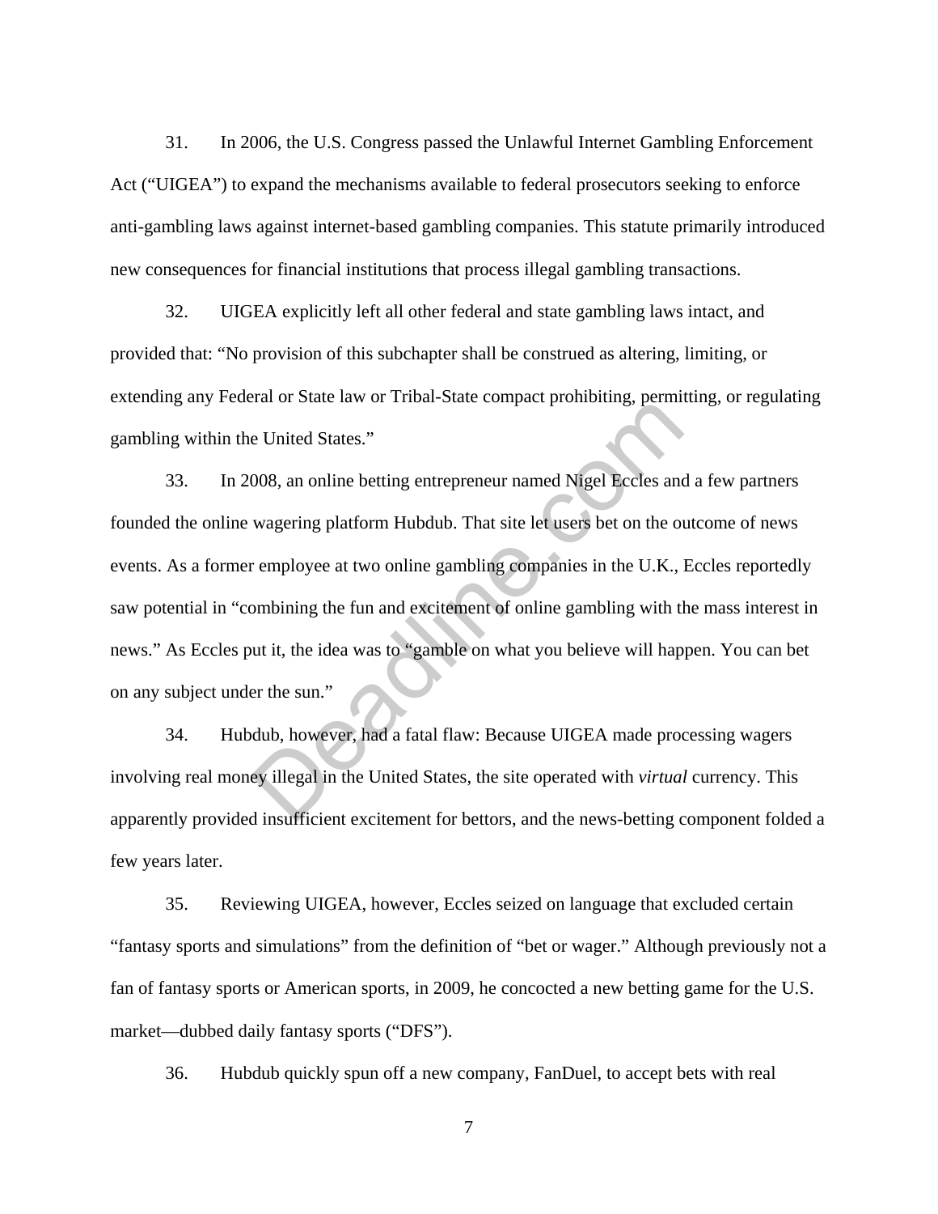31. In 2006, the U.S. Congress passed the Unlawful Internet Gambling Enforcement Act ("UIGEA") to expand the mechanisms available to federal prosecutors seeking to enforce anti-gambling laws against internet-based gambling companies. This statute primarily introduced new consequences for financial institutions that process illegal gambling transactions.

32. UIGEA explicitly left all other federal and state gambling laws intact, and provided that: "No provision of this subchapter shall be construed as altering, limiting, or extending any Federal or State law or Tribal-State compact prohibiting, permitting, or regulating gambling within the United States."

33. In 2008, an online betting entrepreneur named Nigel Eccles and a few partners founded the online wagering platform Hubdub. That site let users bet on the outcome of news events. As a former employee at two online gambling companies in the U.K., Eccles reportedly saw potential in "combining the fun and excitement of online gambling with the mass interest in news." As Eccles put it, the idea was to "gamble on what you believe will happen. You can bet on any subject under the sun."

34. Hubdub, however, had a fatal flaw: Because UIGEA made processing wagers involving real money illegal in the United States, the site operated with *virtual* currency. This apparently provided insufficient excitement for bettors, and the news-betting component folded a few years later.

35. Reviewing UIGEA, however, Eccles seized on language that excluded certain "fantasy sports and simulations" from the definition of "bet or wager." Although previously not a fan of fantasy sports or American sports, in 2009, he concocted a new betting game for the U.S. market—dubbed daily fantasy sports ("DFS").

36. Hubdub quickly spun off a new company, FanDuel, to accept bets with real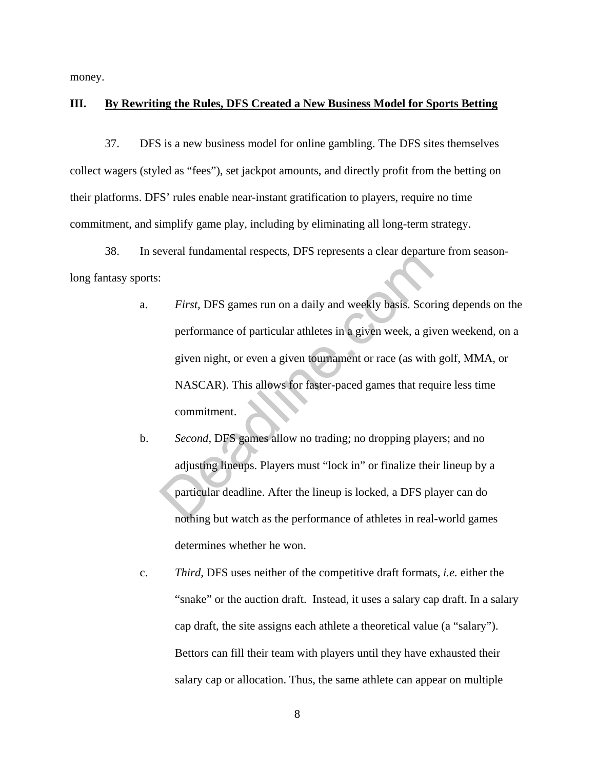money.

### III. By Rewriting the Rules, DFS Created a New Business Model for Sports Betting

37. DFS is a new business model for online gambling. The DFS sites themselves collect wagers (styled as "fees"), set jackpot amounts, and directly profit from the betting on their platforms. DFS' rules enable near-instant gratification to players, require no time commitment, and simplify game play, including by eliminating all long-term strategy.

38. In several fundamental respects, DFS represents a clear departure from season-long fantasy sports:

a. *First,* DFS games run on a daily and weekly basis. Scoring depends on the performance of particular athletes in a given week, a given weekend, on a given night, or even a given tournament or race (as with golf, MMA, or NASCAR). This allows for faster-paced games that require less time commitment.

b. *Second*, DFS games allow no trading; no dropping players; and no adjusting lineups. Players must "lock in" or finalize their lineup by a particular deadline. After the lineup is locked, a DFS player can do nothing but watch as the performance of athletes in real-world games determines whether he won.

c. *Third,* DFS uses neither of the competitive draft formats, *i.e.* either the "snake" or the auction draft. Instead, it uses a salary cap draft. In a salary cap draft, the site assigns each athlete a theoretical value (a "salary"). Bettors can fill their team with players until they have exhausted their salary cap or allocation. Thus, the same athlete can appear on multiple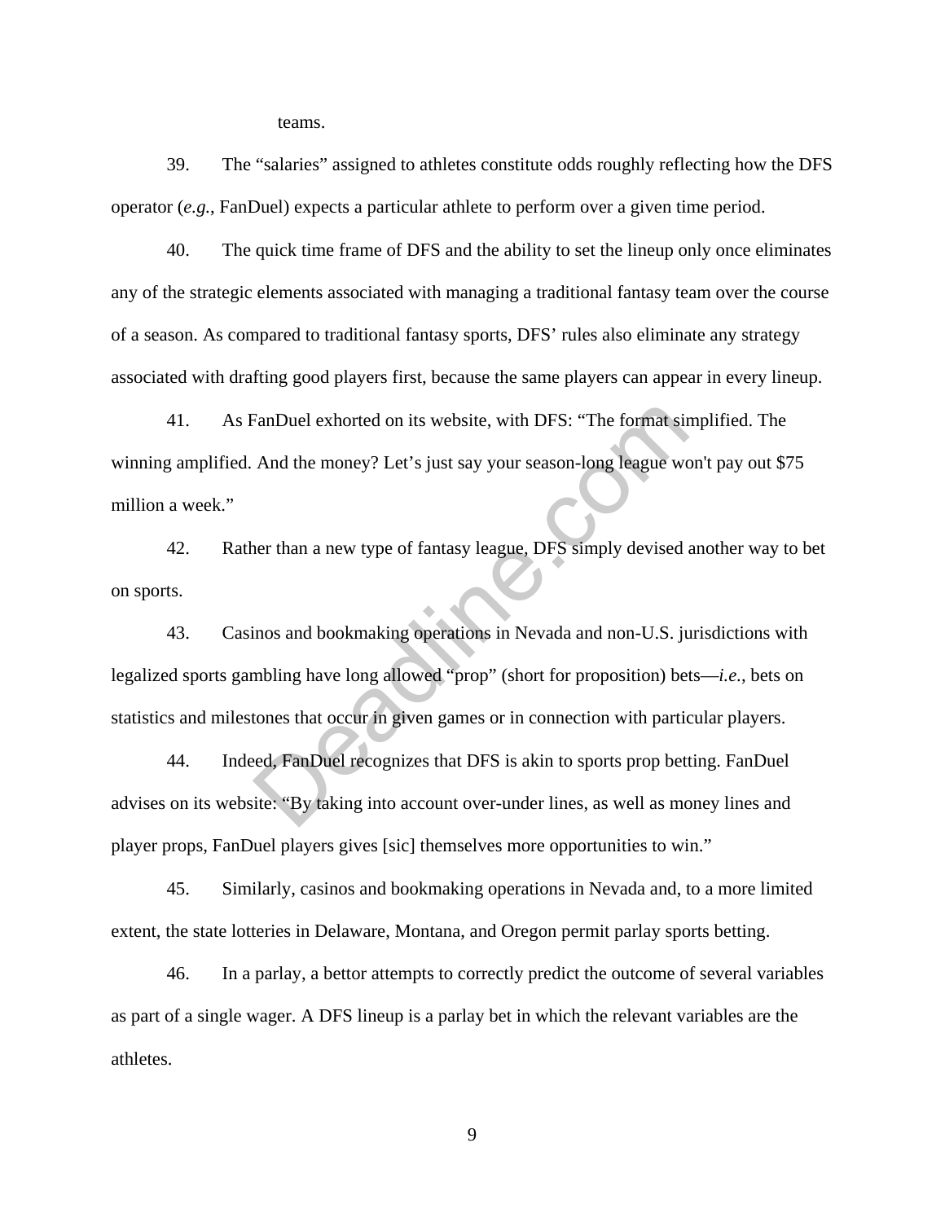teams.

39. The "salaries" assigned to athletes constitute odds roughly reflecting how the DFS operator (*e.g.*, FanDuel) expects a particular athlete to perform over a given time period.

40. The quick time frame of DFS and the ability to set the lineup only once eliminates any of the strategic elements associated with managing a traditional fantasy team over the course of a season. As compared to traditional fantasy sports, DFS' rules also eliminate any strategy associated with drafting good players first, because the same players can appear in every lineup.

41. As FanDuel exhorted on its website, with DFS: "The format simplified. The winning amplified. And the money? Let's just say your season-long league won't pay out $75 million a week."

42. Rather than a new type of fantasy league, DFS simply devised another way to bet on sports.

43. Casinos and bookmaking operations in Nevada and non-U.S. jurisdictions with legalized sports gambling have long allowed "prop" (short for proposition) bets—*i.e.*, bets on statistics and milestones that occur in given games or in connection with particular players.

44. Indeed, FanDuel recognizes that DFS is akin to sports prop betting. FanDuel advises on its website: "By taking into account over-under lines, as well as money lines and player props, FanDuel players gives [sic] themselves more opportunities to win."

45. Similarly, casinos and bookmaking operations in Nevada and, to a more limited extent, the state lotteries in Delaware, Montana, and Oregon permit parlay sports betting.

46. In a parlay, a bettor attempts to correctly predict the outcome of several variables as part of a single wager. A DFS lineup is a parlay bet in which the relevant variables are the athletes.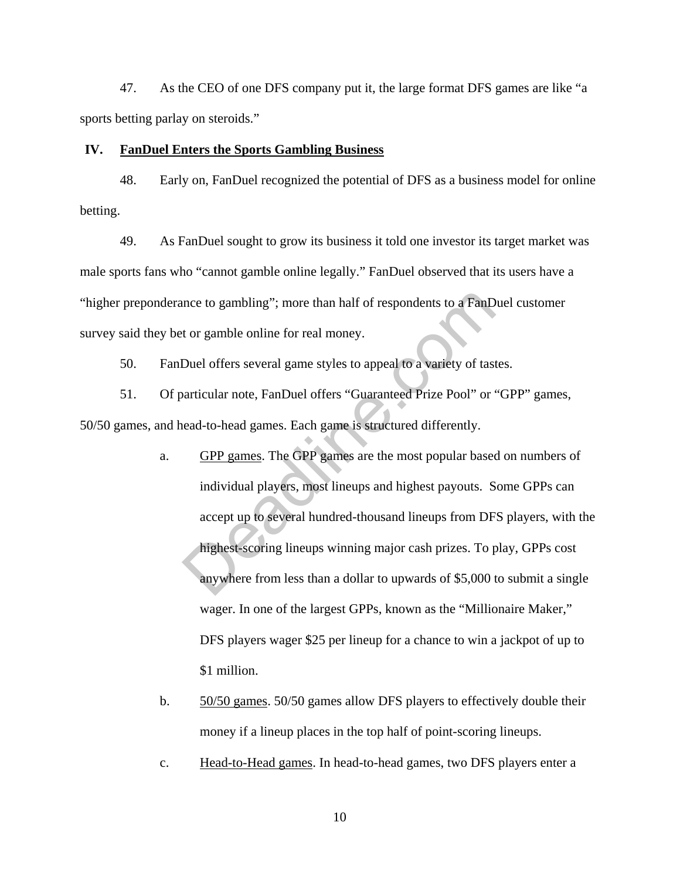47. As the CEO of one DFS company put it, the large format DFS games are like "a sports betting parlay on steroids."

## IV. <u>FanDuel Enters the Sports Gambling Business</u>

48. Early on, FanDuel recognized the potential of DFS as a business model for online betting.

49. As FanDuel sought to grow its business it told one investor its target market was male sports fans who "cannot gamble online legally." FanDuel observed that its users have a "higher preponderance to gambling"; more than half of respondents to a FanDuel customer survey said they bet or gamble online for real money.

50. FanDuel offers several game styles to appeal to a variety of tastes.

51. Of particular note, FanDuel offers "Guaranteed Prize Pool" or "GPP" games, 50/50 games, and head-to-head games. Each game is structured differently.

a. <u>GPP games</u>. The GPP games are the most popular based on numbers of individual players, most lineups and highest payouts. Some GPPs can accept up to several hundred-thousand lineups from DFS players, with the highest-scoring lineups winning major cash prizes. To play, GPPs cost anywhere from less than a dollar to upwards of $5,000 to submit a single wager. In one of the largest GPPs, known as the "Millionaire Maker," DFS players wager $25 per lineup for a chance to win a jackpot of up to $1 million.

b. <u>50/50 games</u>. 50/50 games allow DFS players to effectively double their money if a lineup places in the top half of point-scoring lineups.

c. <u>Head-to-Head games</u>. In head-to-head games, two DFS players enter a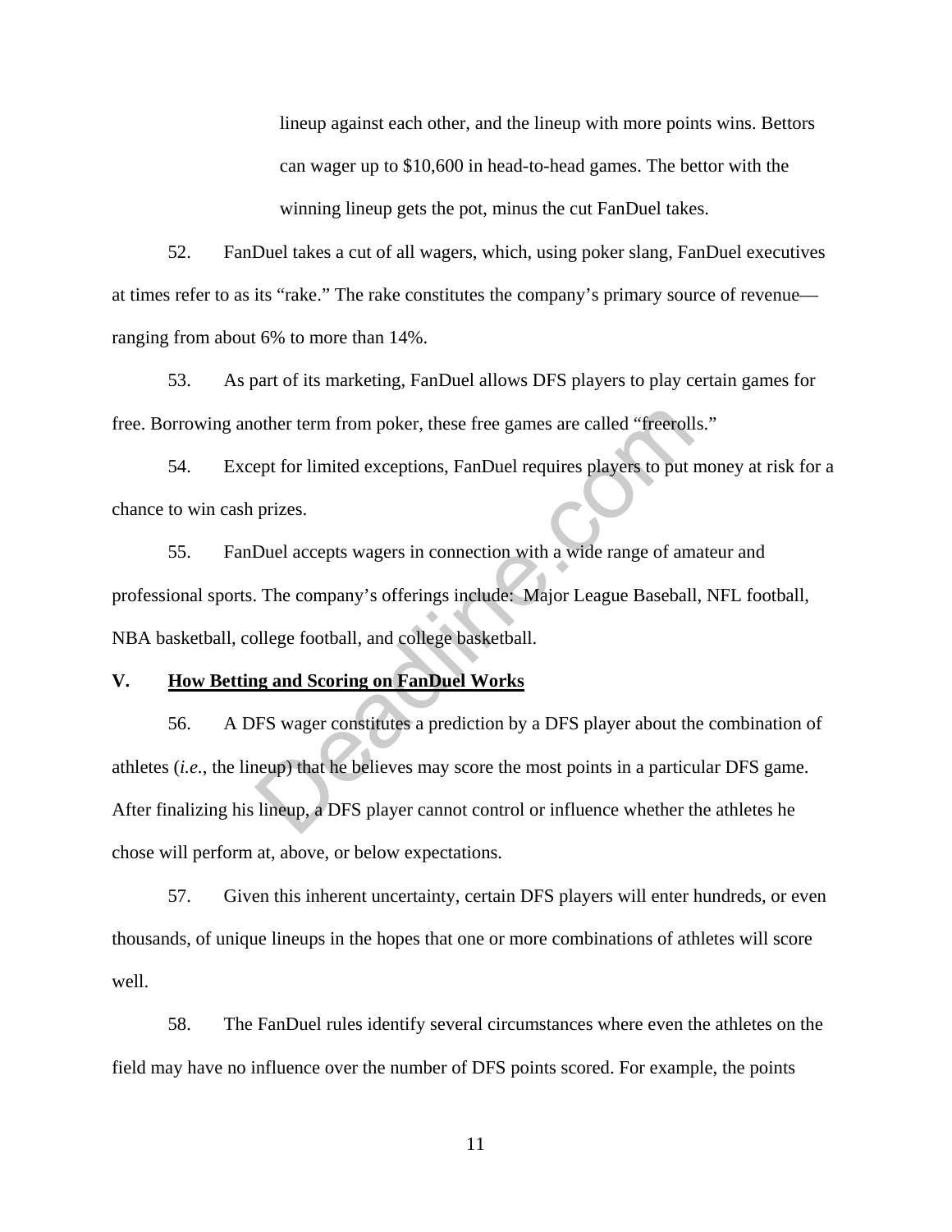lineup against each other, and the lineup with more points wins. Bettors can wager up to $10,600 in head-to-head games. The bettor with the winning lineup gets the pot, minus the cut FanDuel takes.

52. FanDuel takes a cut of all wagers, which, using poker slang, FanDuel executives at times refer to as its "rake." The rake constitutes the company's primary source of revenue—ranging from about 6% to more than 14%.

53. As part of its marketing, FanDuel allows DFS players to play certain games for free. Borrowing another term from poker, these free games are called "freerolls."

54. Except for limited exceptions, FanDuel requires players to put money at risk for a chance to win cash prizes.

55. FanDuel accepts wagers in connection with a wide range of amateur and professional sports. The company's offerings include: Major League Baseball, NFL football, NBA basketball, college football, and college basketball.

## V. <u>How Betting and Scoring on FanDuel Works</u>

56. A DFS wager constitutes a prediction by a DFS player about the combination of athletes (*i.e.*, the lineup) that he believes may score the most points in a particular DFS game. After finalizing his lineup, a DFS player cannot control or influence whether the athletes he chose will perform at, above, or below expectations.

57. Given this inherent uncertainty, certain DFS players will enter hundreds, or even thousands, of unique lineups in the hopes that one or more combinations of athletes will score well.

58. The FanDuel rules identify several circumstances where even the athletes on the field may have no influence over the number of DFS points scored. For example, the points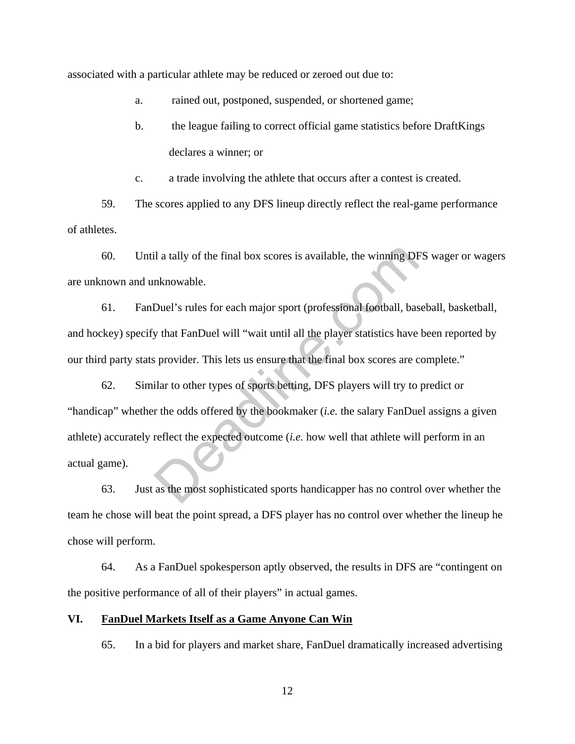associated with a particular athlete may be reduced or zeroed out due to:

a. rained out, postponed, suspended, or shortened game;

b. the league failing to correct official game statistics before DraftKings declares a winner; or

c. a trade involving the athlete that occurs after a contest is created.

59. The scores applied to any DFS lineup directly reflect the real-game performance of athletes.

60. Until a tally of the final box scores is available, the winning DFS wager or wagers are unknown and unknowable.

61. FanDuel's rules for each major sport (professional football, baseball, basketball, and hockey) specify that FanDuel will "wait until all the player statistics have been reported by our third party stats provider. This lets us ensure that the final box scores are complete."

62. Similar to other types of sports betting, DFS players will try to predict or "handicap" whether the odds offered by the bookmaker (*i.e.* the salary FanDuel assigns a given athlete) accurately reflect the expected outcome (*i.e.* how well that athlete will perform in an actual game).

63. Just as the most sophisticated sports handicapper has no control over whether the team he chose will beat the point spread, a DFS player has no control over whether the lineup he chose will perform.

64. As a FanDuel spokesperson aptly observed, the results in DFS are "contingent on the positive performance of all of their players" in actual games.

## VI. <u>FanDuel Markets Itself as a Game Anyone Can Win</u>

65. In a bid for players and market share, FanDuel dramatically increased advertising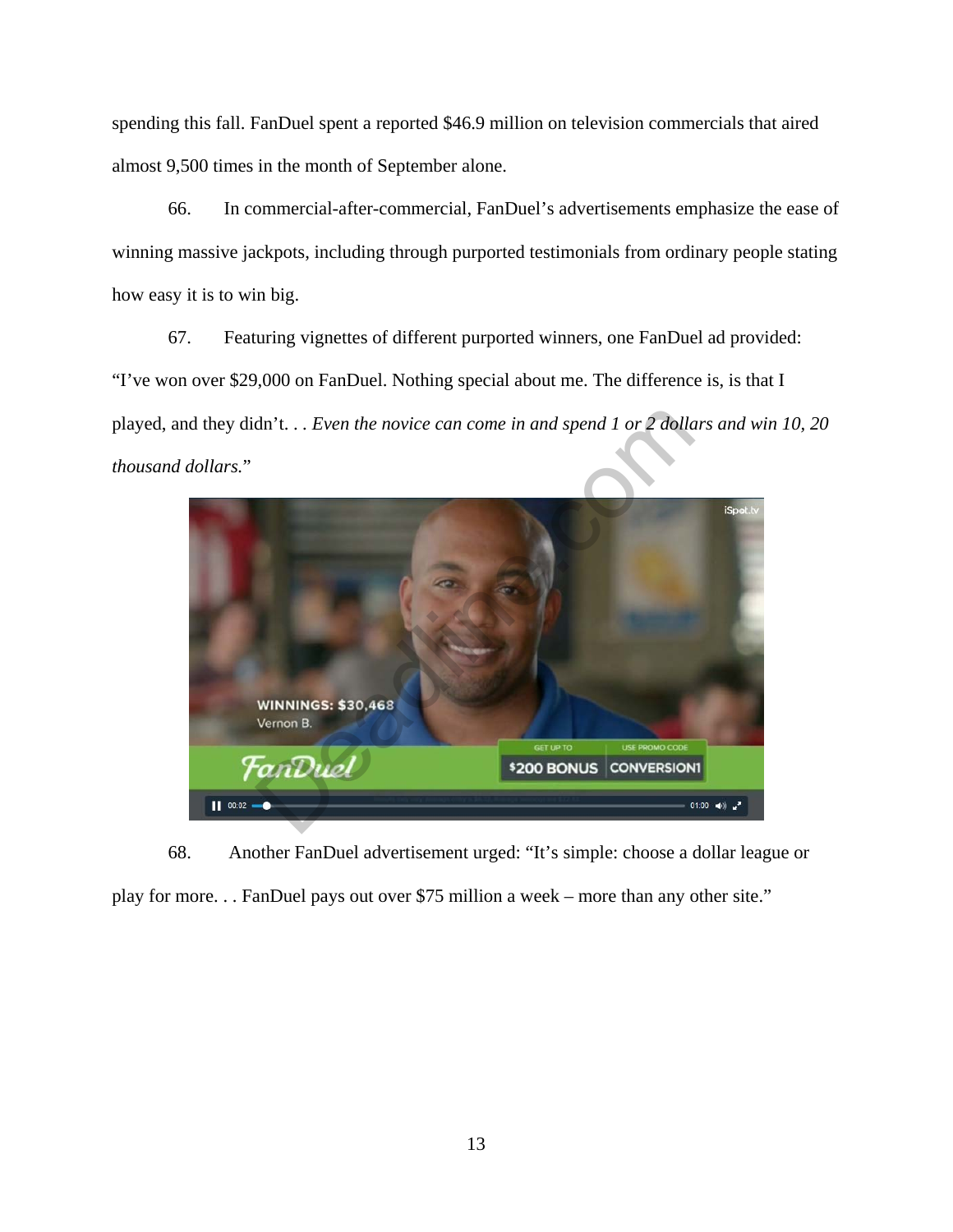spending this fall. FanDuel spent a reported $46.9 million on television commercials that aired almost 9,500 times in the month of September alone.

66. In commercial-after-commercial, FanDuel's advertisements emphasize the ease of winning massive jackpots, including through purported testimonials from ordinary people stating how easy it is to win big.

67. Featuring vignettes of different purported winners, one FanDuel ad provided: "I've won over $29,000 on FanDuel. Nothing special about me. The difference is, is that I played, and they didn't. . . *Even the novice can come in and spend 1 or 2 dollars and win 10, 20 thousand dollars.*"

68. Another FanDuel advertisement urged: "It's simple: choose a dollar league or play for more. . . FanDuel pays out over $75 million a week – more than any other site."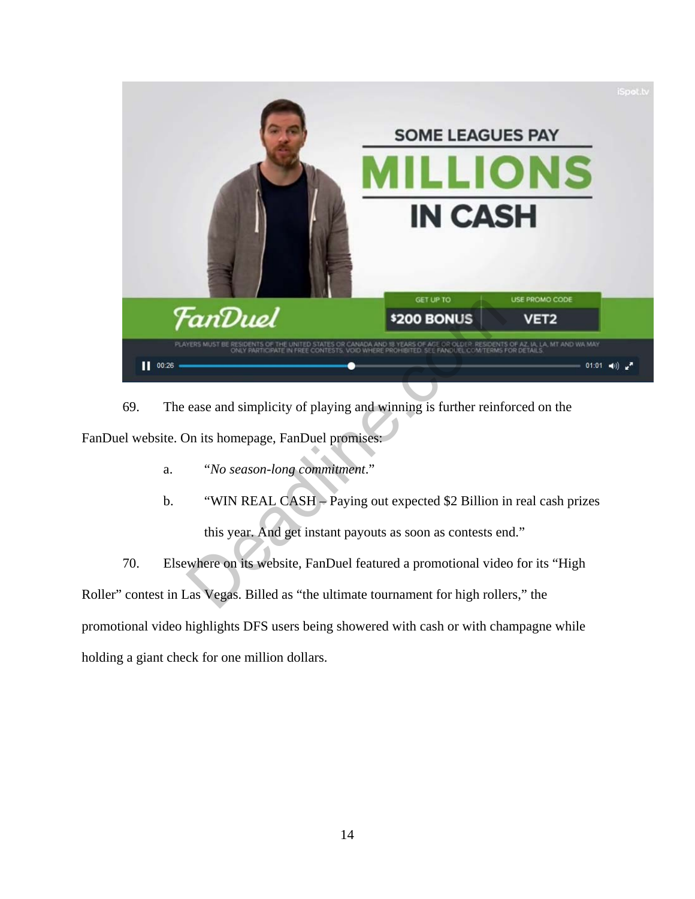69. The ease and simplicity of playing and winning is further reinforced on the FanDuel website. On its homepage, FanDuel promises:

a. "*No season-long commitment*."

b. "WIN REAL CASH – Paying out expected $2 Billion in real cash prizes this year. And get instant payouts as soon as contests end."

70. Elsewhere on its website, FanDuel featured a promotional video for its "High Roller" contest in Las Vegas. Billed as "the ultimate tournament for high rollers," the promotional video highlights DFS users being showered with cash or with champagne while holding a giant check for one million dollars.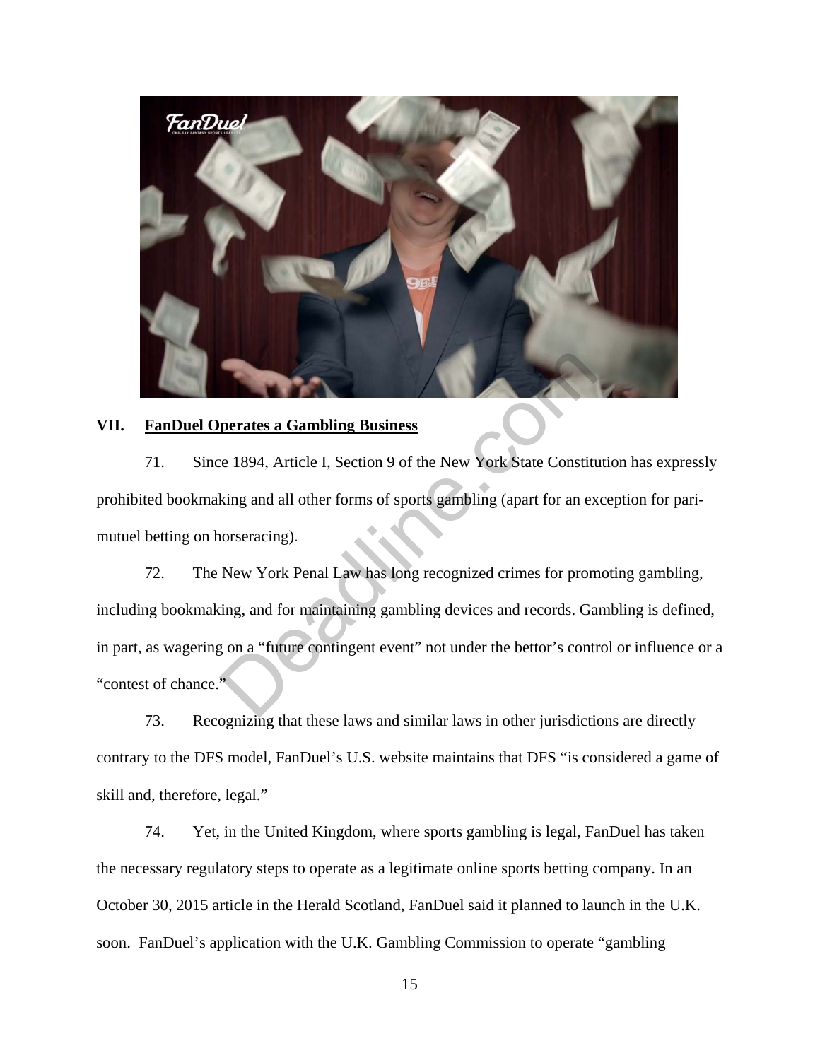## VII. FanDuel Operates a Gambling Business

71. Since 1894, Article I, Section 9 of the New York State Constitution has expressly prohibited bookmaking and all other forms of sports gambling (apart for an exception for pari-mutuel betting on horseracing).

72. The New York Penal Law has long recognized crimes for promoting gambling, including bookmaking, and for maintaining gambling devices and records. Gambling is defined, in part, as wagering on a "future contingent event" not under the bettor's control or influence or a "contest of chance."

73. Recognizing that these laws and similar laws in other jurisdictions are directly contrary to the DFS model, FanDuel's U.S. website maintains that DFS "is considered a game of skill and, therefore, legal."

74. Yet, in the United Kingdom, where sports gambling is legal, FanDuel has taken the necessary regulatory steps to operate as a legitimate online sports betting company. In an October 30, 2015 article in the Herald Scotland, FanDuel said it planned to launch in the U.K. soon. FanDuel's application with the U.K. Gambling Commission to operate "gambling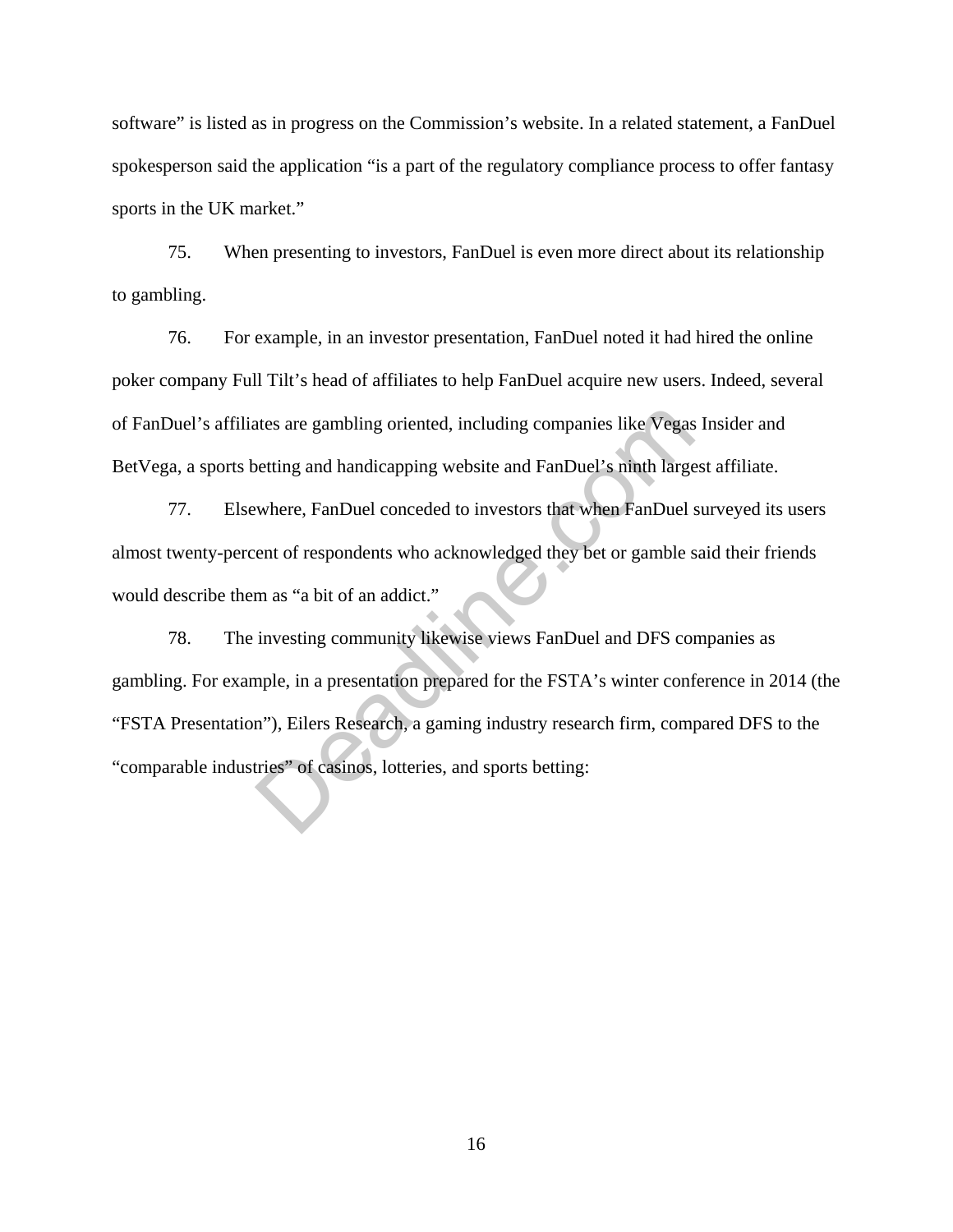software" is listed as in progress on the Commission's website. In a related statement, a FanDuel spokesperson said the application "is a part of the regulatory compliance process to offer fantasy sports in the UK market."

75. When presenting to investors, FanDuel is even more direct about its relationship to gambling.

76. For example, in an investor presentation, FanDuel noted it had hired the online poker company Full Tilt's head of affiliates to help FanDuel acquire new users. Indeed, several of FanDuel's affiliates are gambling oriented, including companies like Vegas Insider and BetVega, a sports betting and handicapping website and FanDuel's ninth largest affiliate.

77. Elsewhere, FanDuel conceded to investors that when FanDuel surveyed its users almost twenty-percent of respondents who acknowledged they bet or gamble said their friends would describe them as "a bit of an addict."

78. The investing community likewise views FanDuel and DFS companies as gambling. For example, in a presentation prepared for the FSTA's winter conference in 2014 (the "FSTA Presentation"), Eilers Research, a gaming industry research firm, compared DFS to the "comparable industries" of casinos, lotteries, and sports betting: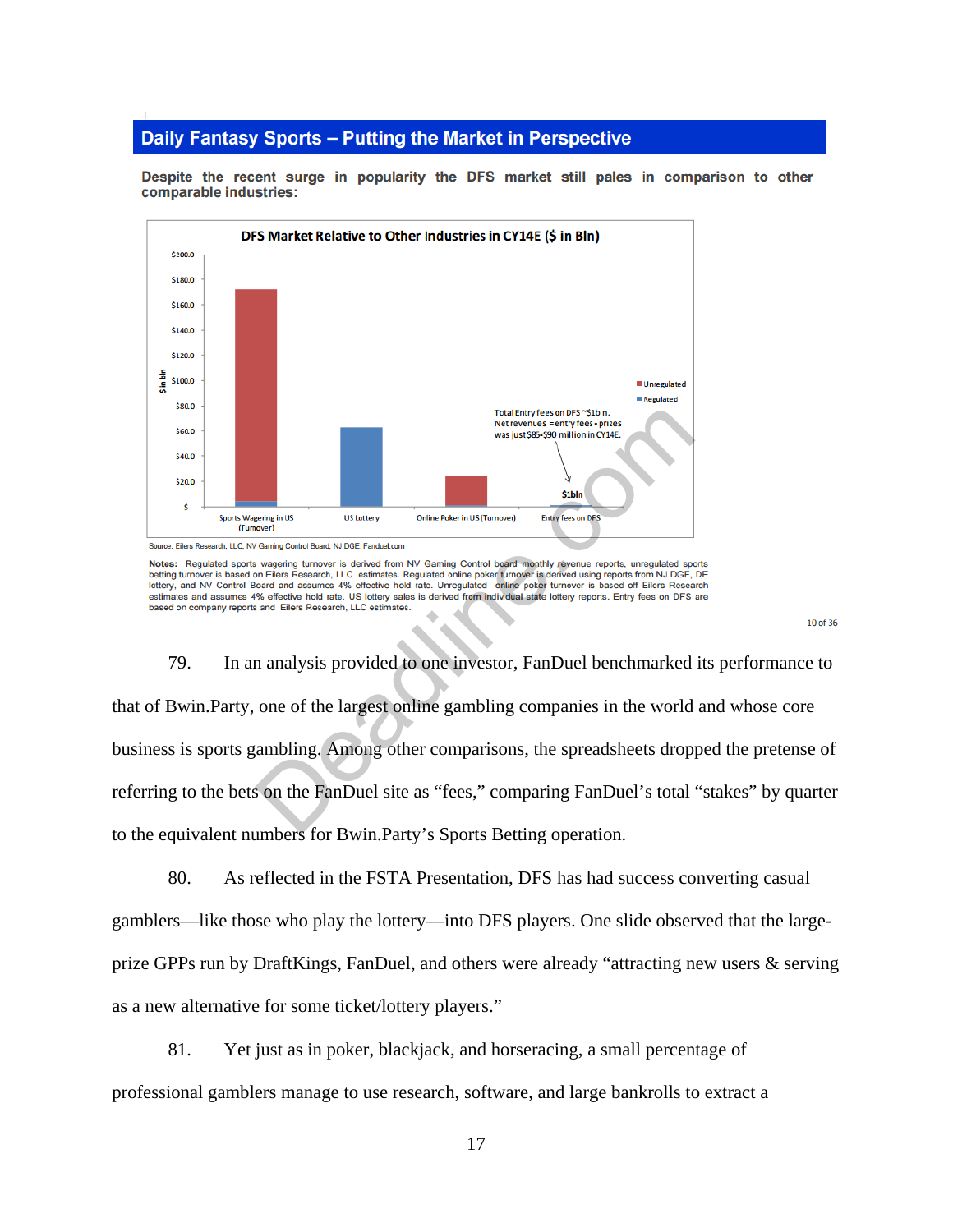## Daily Fantasy Sports – Putting the Market in Perspective

**Despite the recent surge in popularity the DFS market still pales in comparison to other comparable industries:**

**DFS Market Relative to Other Industries in CY14E ($ in Bln)**

| | Sports Wagering in US (Turnover) | US Lottery | Online Poker in US (Turnover) | Entry fees on DFS |
|---|---|---|---|---|
| Unregulated | ~$170 | | ~$24 | |
| Regulated | ~$4 | ~$63 | | $1bln |

Total Entry fees on DFS ~$1bln. Net revenues = entry fees - prizes was just $85-$90 million in CY14E.

Source: Eilers Research, LLC, NV Gaming Control Board, NJ DGE, Fanduel.com

**Notes:** Regulated sports wagering turnover is derived from NV Gaming Control board monthly revenue reports, unregulated sports betting turnover is based on Eilers Research, LLC estimates. Regulated online poker turnover is derived using reports from NJ DGE, DE lottery, and NV Control Board and assumes 4% effective hold rate. Unregulated online poker turnover is based off Eilers Research estimates and assumes 4% effective hold rate. US lottery sales is derived from individual state lottery reports. Entry fees on DFS are based on company reports and Eilers Research, LLC estimates.

79. In an analysis provided to one investor, FanDuel benchmarked its performance to that of Bwin.Party, one of the largest online gambling companies in the world and whose core business is sports gambling. Among other comparisons, the spreadsheets dropped the pretense of referring to the bets on the FanDuel site as "fees," comparing FanDuel's total "stakes" by quarter to the equivalent numbers for Bwin.Party's Sports Betting operation.

80. As reflected in the FSTA Presentation, DFS has had success converting casual gamblers—like those who play the lottery—into DFS players. One slide observed that the large-prize GPPs run by DraftKings, FanDuel, and others were already "attracting new users & serving as a new alternative for some ticket/lottery players."

81. Yet just as in poker, blackjack, and horseracing, a small percentage of professional gamblers manage to use research, software, and large bankrolls to extract a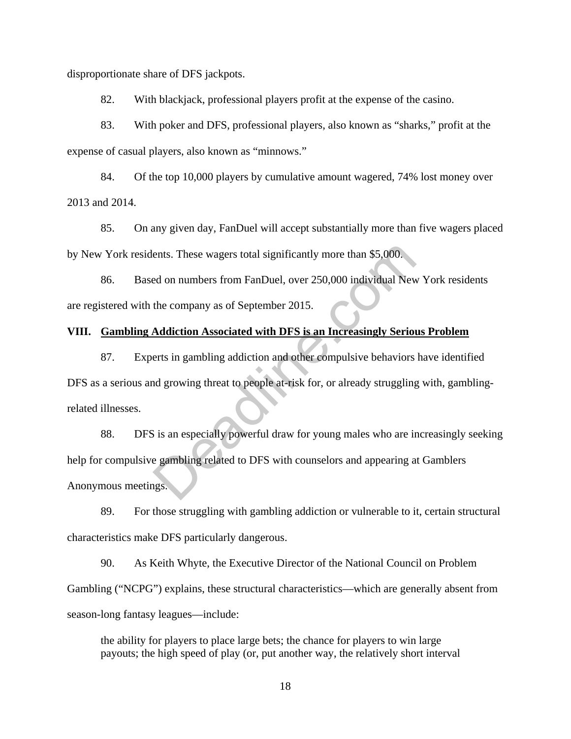disproportionate share of DFS jackpots.

82. With blackjack, professional players profit at the expense of the casino.

83. With poker and DFS, professional players, also known as "sharks," profit at the expense of casual players, also known as "minnows."

84. Of the top 10,000 players by cumulative amount wagered, 74% lost money over 2013 and 2014.

85. On any given day, FanDuel will accept substantially more than five wagers placed by New York residents. These wagers total significantly more than $5,000.

86. Based on numbers from FanDuel, over 250,000 individual New York residents are registered with the company as of September 2015.

## VIII. Gambling Addiction Associated with DFS is an Increasingly Serious Problem

87. Experts in gambling addiction and other compulsive behaviors have identified DFS as a serious and growing threat to people at-risk for, or already struggling with, gambling-related illnesses.

88. DFS is an especially powerful draw for young males who are increasingly seeking help for compulsive gambling related to DFS with counselors and appearing at Gamblers Anonymous meetings.

89. For those struggling with gambling addiction or vulnerable to it, certain structural characteristics make DFS particularly dangerous.

90. As Keith Whyte, the Executive Director of the National Council on Problem Gambling ("NCPG") explains, these structural characteristics—which are generally absent from season-long fantasy leagues—include:

> the ability for players to place large bets; the chance for players to win large payouts; the high speed of play (or, put another way, the relatively short interval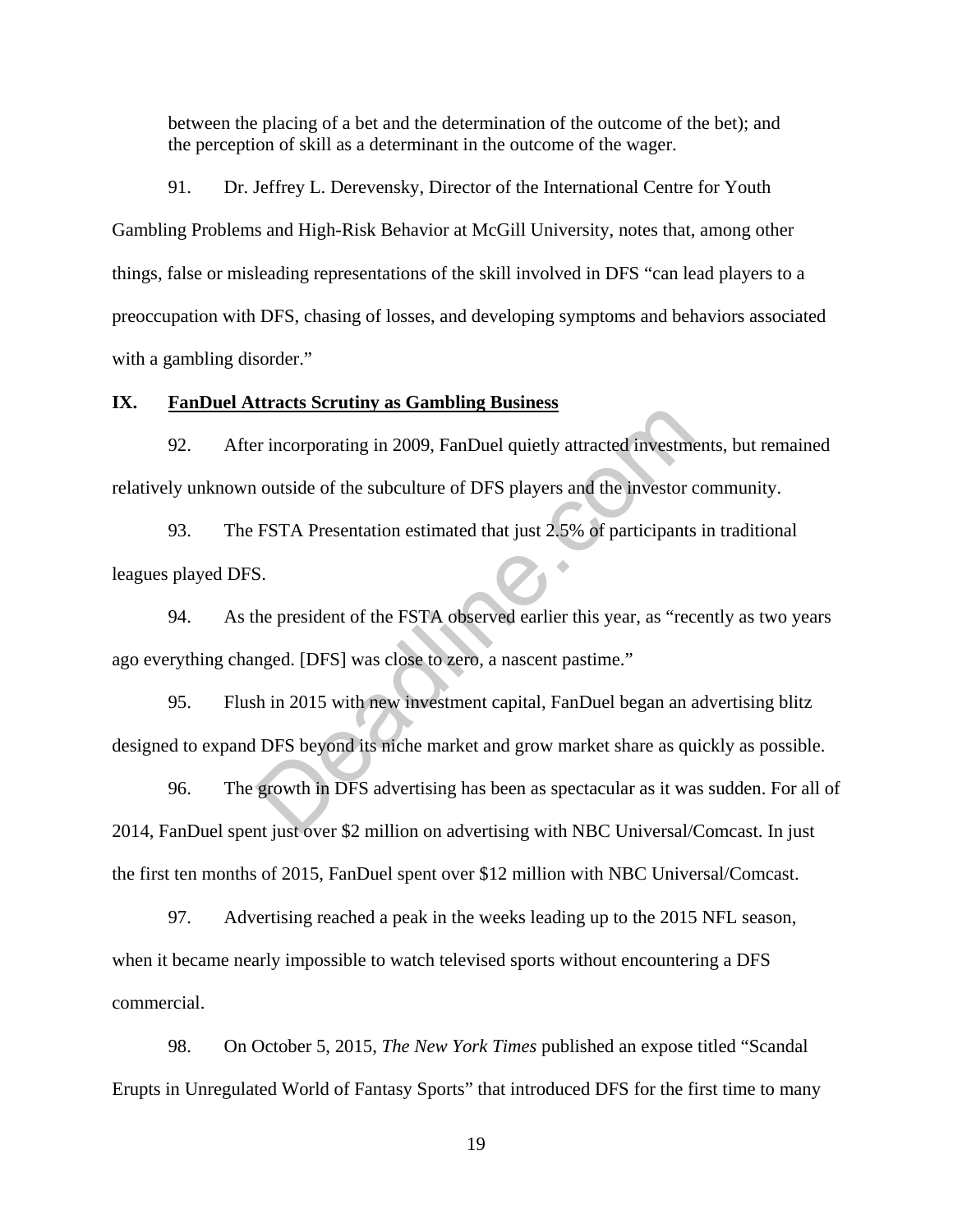between the placing of a bet and the determination of the outcome of the bet); and the perception of skill as a determinant in the outcome of the wager.

91. Dr. Jeffrey L. Derevensky, Director of the International Centre for Youth Gambling Problems and High-Risk Behavior at McGill University, notes that, among other things, false or misleading representations of the skill involved in DFS "can lead players to a preoccupation with DFS, chasing of losses, and developing symptoms and behaviors associated with a gambling disorder."

## IX. FanDuel Attracts Scrutiny as Gambling Business

92. After incorporating in 2009, FanDuel quietly attracted investments, but remained relatively unknown outside of the subculture of DFS players and the investor community.

93. The FSTA Presentation estimated that just 2.5% of participants in traditional leagues played DFS.

94. As the president of the FSTA observed earlier this year, as "recently as two years ago everything changed. [DFS] was close to zero, a nascent pastime."

95. Flush in 2015 with new investment capital, FanDuel began an advertising blitz designed to expand DFS beyond its niche market and grow market share as quickly as possible.

96. The growth in DFS advertising has been as spectacular as it was sudden. For all of 2014, FanDuel spent just over $2 million on advertising with NBC Universal/Comcast. In just the first ten months of 2015, FanDuel spent over $12 million with NBC Universal/Comcast.

97. Advertising reached a peak in the weeks leading up to the 2015 NFL season, when it became nearly impossible to watch televised sports without encountering a DFS commercial.

98. On October 5, 2015, *The New York Times* published an expose titled "Scandal Erupts in Unregulated World of Fantasy Sports" that introduced DFS for the first time to many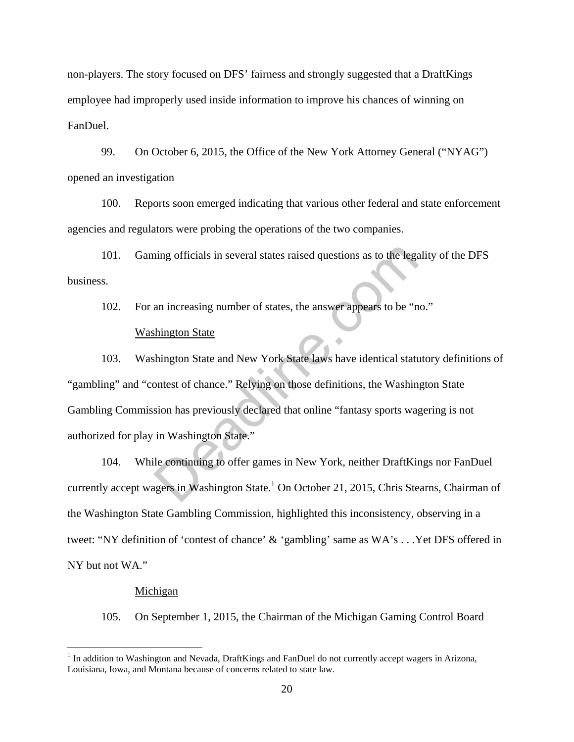non-players. The story focused on DFS' fairness and strongly suggested that a DraftKings employee had improperly used inside information to improve his chances of winning on FanDuel.

99. On October 6, 2015, the Office of the New York Attorney General ("NYAG") opened an investigation

100. Reports soon emerged indicating that various other federal and state enforcement agencies and regulators were probing the operations of the two companies.

101. Gaming officials in several states raised questions as to the legality of the DFS business.

102. For an increasing number of states, the answer appears to be "no."

<u>Washington State</u>

103. Washington State and New York State laws have identical statutory definitions of "gambling" and "contest of chance." Relying on those definitions, the Washington State Gambling Commission has previously declared that online "fantasy sports wagering is not authorized for play in Washington State."

104. While continuing to offer games in New York, neither DraftKings nor FanDuel currently accept wagers in Washington State.[1] On October 21, 2015, Chris Stearns, Chairman of the Washington State Gambling Commission, highlighted this inconsistency, observing in a tweet: "NY definition of 'contest of chance' & 'gambling' same as WA's . . .Yet DFS offered in NY but not WA."

<u>Michigan</u>

105. On September 1, 2015, the Chairman of the Michigan Gaming Control Board

---

[1] In addition to Washington and Nevada, DraftKings and FanDuel do not currently accept wagers in Arizona, Louisiana, Iowa, and Montana because of concerns related to state law.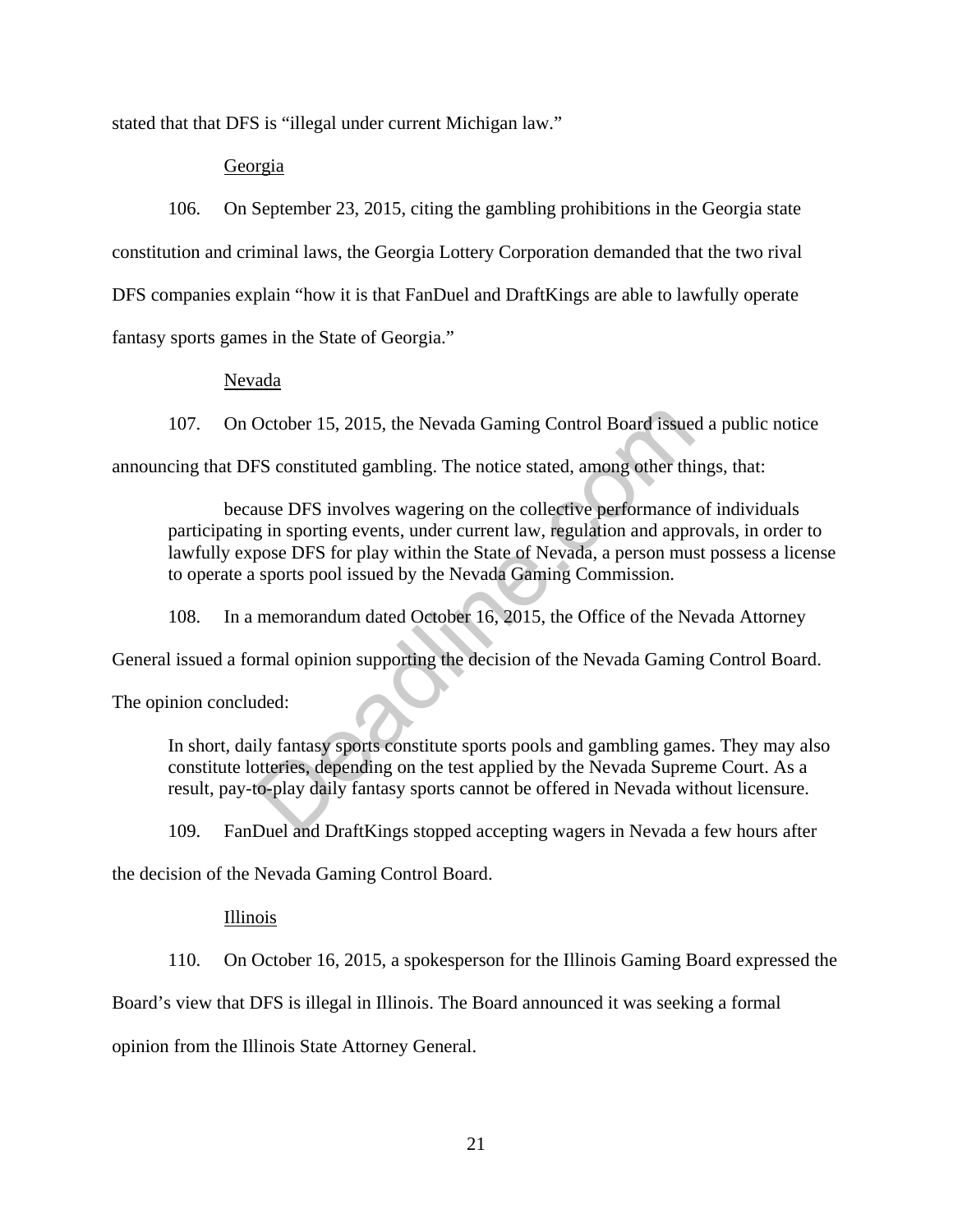stated that that DFS is "illegal under current Michigan law."

Georgia

106. On September 23, 2015, citing the gambling prohibitions in the Georgia state constitution and criminal laws, the Georgia Lottery Corporation demanded that the two rival DFS companies explain "how it is that FanDuel and DraftKings are able to lawfully operate fantasy sports games in the State of Georgia."

Nevada

107. On October 15, 2015, the Nevada Gaming Control Board issued a public notice announcing that DFS constituted gambling. The notice stated, among other things, that:

> because DFS involves wagering on the collective performance of individuals participating in sporting events, under current law, regulation and approvals, in order to lawfully expose DFS for play within the State of Nevada, a person must possess a license to operate a sports pool issued by the Nevada Gaming Commission.

108. In a memorandum dated October 16, 2015, the Office of the Nevada Attorney General issued a formal opinion supporting the decision of the Nevada Gaming Control Board. The opinion concluded:

> In short, daily fantasy sports constitute sports pools and gambling games. They may also constitute lotteries, depending on the test applied by the Nevada Supreme Court. As a result, pay-to-play daily fantasy sports cannot be offered in Nevada without licensure.

109. FanDuel and DraftKings stopped accepting wagers in Nevada a few hours after the decision of the Nevada Gaming Control Board.

Illinois

110. On October 16, 2015, a spokesperson for the Illinois Gaming Board expressed the Board's view that DFS is illegal in Illinois. The Board announced it was seeking a formal opinion from the Illinois State Attorney General.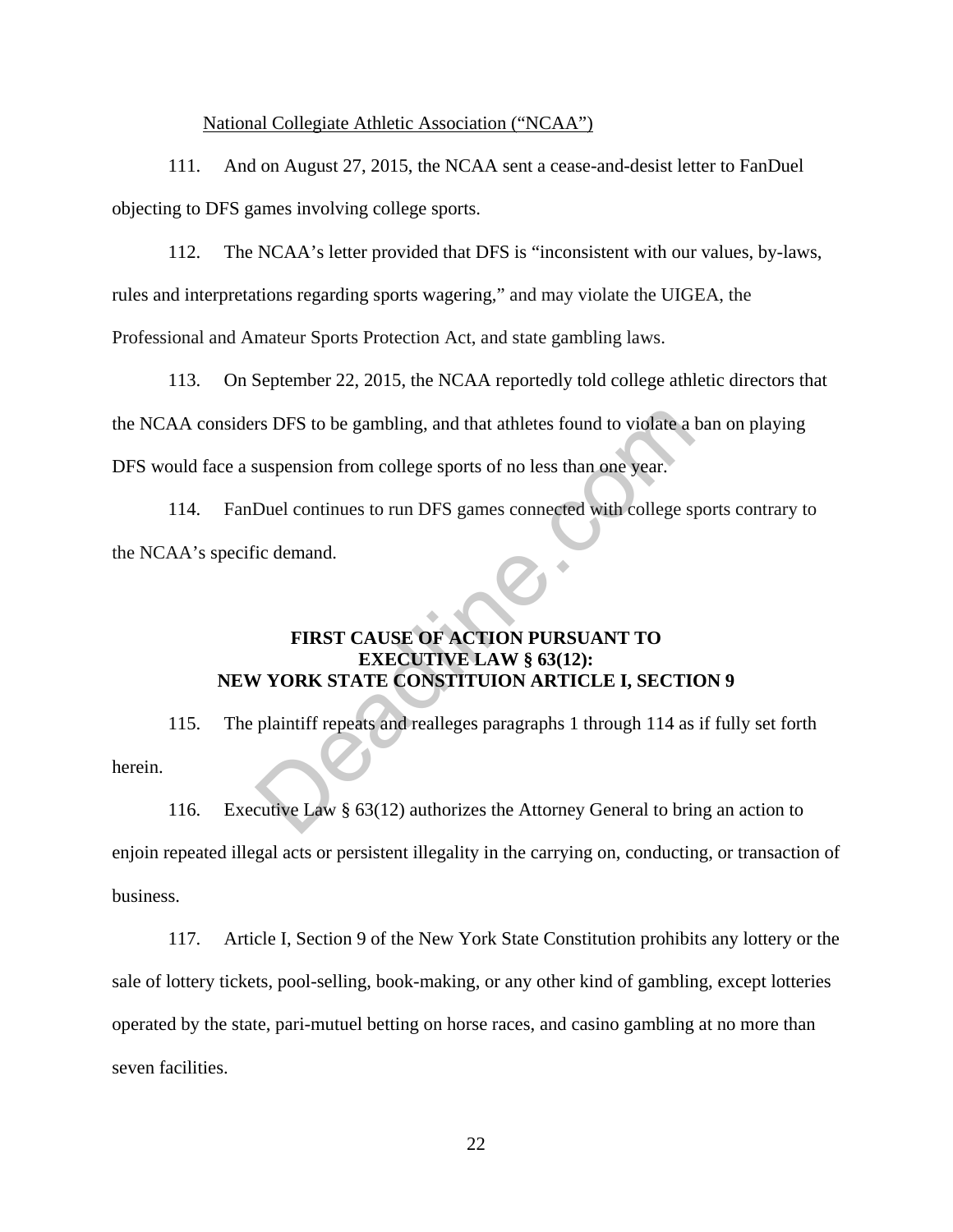National Collegiate Athletic Association ("NCAA")

111. And on August 27, 2015, the NCAA sent a cease-and-desist letter to FanDuel objecting to DFS games involving college sports.

112. The NCAA's letter provided that DFS is "inconsistent with our values, by-laws, rules and interpretations regarding sports wagering," and may violate the UIGEA, the Professional and Amateur Sports Protection Act, and state gambling laws.

113. On September 22, 2015, the NCAA reportedly told college athletic directors that the NCAA considers DFS to be gambling, and that athletes found to violate a ban on playing DFS would face a suspension from college sports of no less than one year.

114. FanDuel continues to run DFS games connected with college sports contrary to the NCAA's specific demand.

## FIRST CAUSE OF ACTION PURSUANT TO EXECUTIVE LAW § 63(12): NEW YORK STATE CONSTITUION ARTICLE I, SECTION 9

115. The plaintiff repeats and realleges paragraphs 1 through 114 as if fully set forth herein.

116. Executive Law § 63(12) authorizes the Attorney General to bring an action to enjoin repeated illegal acts or persistent illegality in the carrying on, conducting, or transaction of business.

117. Article I, Section 9 of the New York State Constitution prohibits any lottery or the sale of lottery tickets, pool-selling, book-making, or any other kind of gambling, except lotteries operated by the state, pari-mutuel betting on horse races, and casino gambling at no more than seven facilities.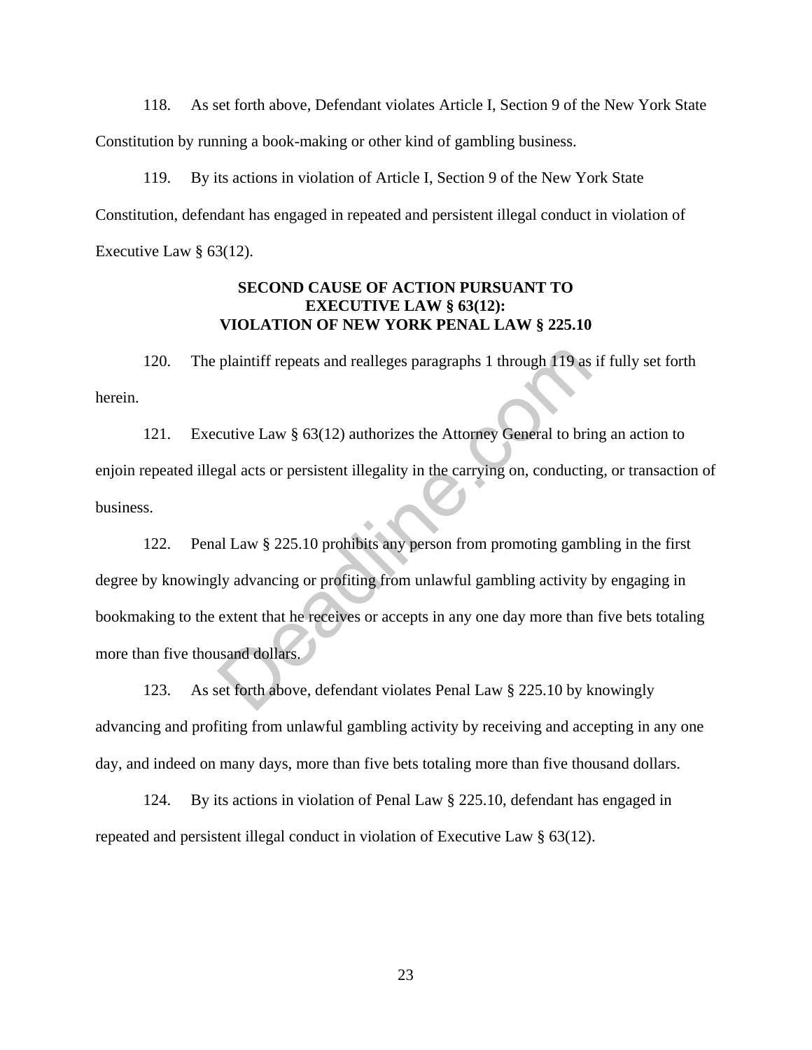118. As set forth above, Defendant violates Article I, Section 9 of the New York State Constitution by running a book-making or other kind of gambling business.

119. By its actions in violation of Article I, Section 9 of the New York State Constitution, defendant has engaged in repeated and persistent illegal conduct in violation of Executive Law § 63(12).

**SECOND CAUSE OF ACTION PURSUANT TO EXECUTIVE LAW § 63(12): VIOLATION OF NEW YORK PENAL LAW § 225.10**

120. The plaintiff repeats and realleges paragraphs 1 through 119 as if fully set forth herein.

121. Executive Law § 63(12) authorizes the Attorney General to bring an action to enjoin repeated illegal acts or persistent illegality in the carrying on, conducting, or transaction of business.

122. Penal Law § 225.10 prohibits any person from promoting gambling in the first degree by knowingly advancing or profiting from unlawful gambling activity by engaging in bookmaking to the extent that he receives or accepts in any one day more than five bets totaling more than five thousand dollars.

123. As set forth above, defendant violates Penal Law § 225.10 by knowingly advancing and profiting from unlawful gambling activity by receiving and accepting in any one day, and indeed on many days, more than five bets totaling more than five thousand dollars.

124. By its actions in violation of Penal Law § 225.10, defendant has engaged in repeated and persistent illegal conduct in violation of Executive Law § 63(12).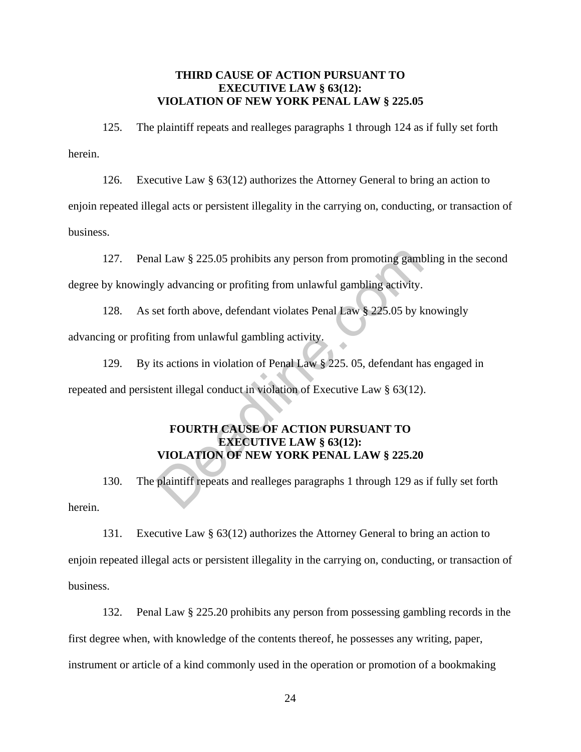**THIRD CAUSE OF ACTION PURSUANT TO EXECUTIVE LAW § 63(12): VIOLATION OF NEW YORK PENAL LAW § 225.05**

125. The plaintiff repeats and realleges paragraphs 1 through 124 as if fully set forth herein.

126. Executive Law § 63(12) authorizes the Attorney General to bring an action to enjoin repeated illegal acts or persistent illegality in the carrying on, conducting, or transaction of business.

127. Penal Law § 225.05 prohibits any person from promoting gambling in the second degree by knowingly advancing or profiting from unlawful gambling activity.

128. As set forth above, defendant violates Penal Law § 225.05 by knowingly advancing or profiting from unlawful gambling activity.

129. By its actions in violation of Penal Law § 225. 05, defendant has engaged in repeated and persistent illegal conduct in violation of Executive Law § 63(12).

**FOURTH CAUSE OF ACTION PURSUANT TO EXECUTIVE LAW § 63(12): VIOLATION OF NEW YORK PENAL LAW § 225.20**

130. The plaintiff repeats and realleges paragraphs 1 through 129 as if fully set forth herein.

131. Executive Law § 63(12) authorizes the Attorney General to bring an action to enjoin repeated illegal acts or persistent illegality in the carrying on, conducting, or transaction of business.

132. Penal Law § 225.20 prohibits any person from possessing gambling records in the first degree when, with knowledge of the contents thereof, he possesses any writing, paper, instrument or article of a kind commonly used in the operation or promotion of a bookmaking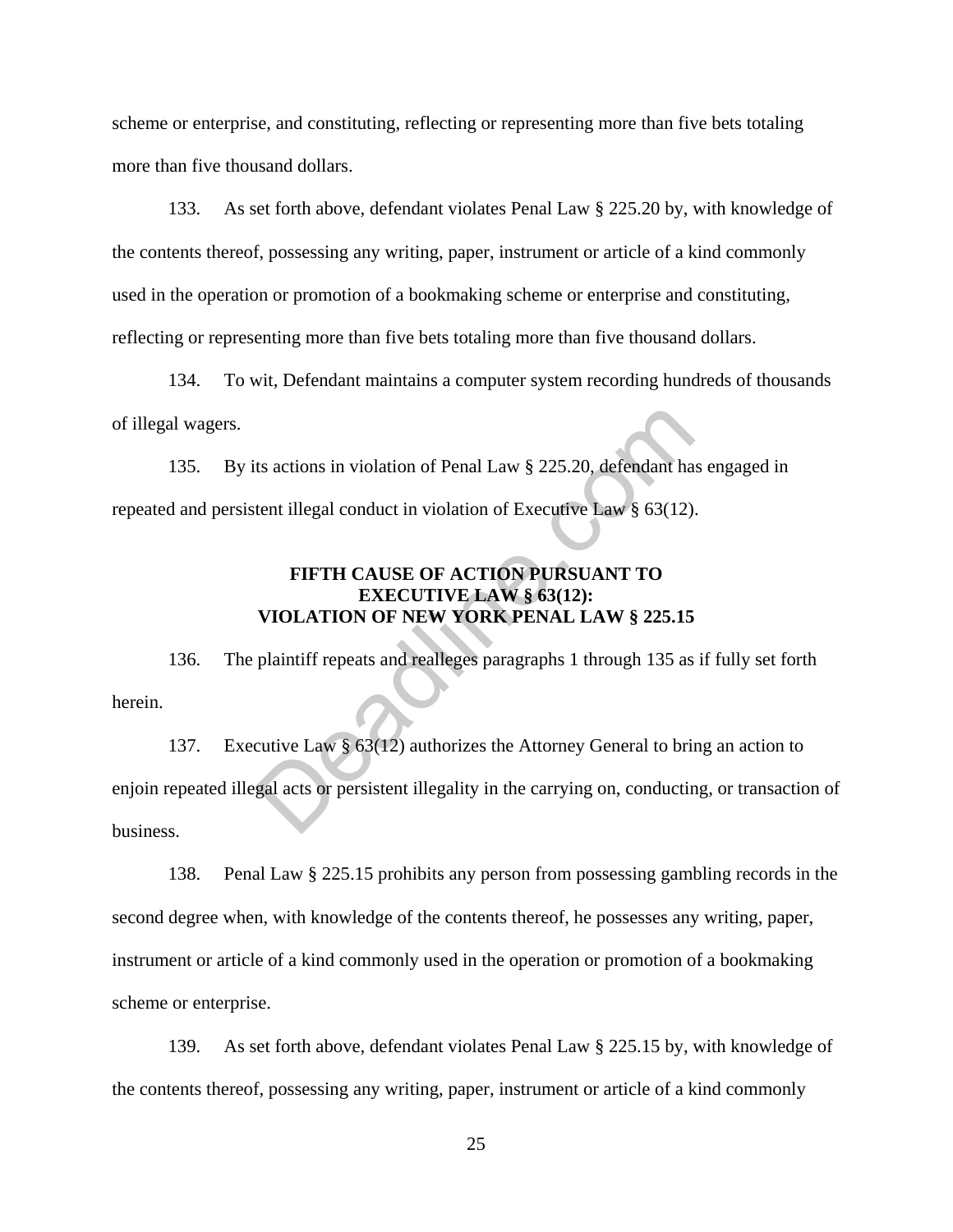scheme or enterprise, and constituting, reflecting or representing more than five bets totaling more than five thousand dollars.

133. As set forth above, defendant violates Penal Law § 225.20 by, with knowledge of the contents thereof, possessing any writing, paper, instrument or article of a kind commonly used in the operation or promotion of a bookmaking scheme or enterprise and constituting, reflecting or representing more than five bets totaling more than five thousand dollars.

134. To wit, Defendant maintains a computer system recording hundreds of thousands of illegal wagers.

135. By its actions in violation of Penal Law § 225.20, defendant has engaged in repeated and persistent illegal conduct in violation of Executive Law § 63(12).

**FIFTH CAUSE OF ACTION PURSUANT TO EXECUTIVE LAW § 63(12): VIOLATION OF NEW YORK PENAL LAW § 225.15**

136. The plaintiff repeats and realleges paragraphs 1 through 135 as if fully set forth herein.

137. Executive Law § 63(12) authorizes the Attorney General to bring an action to enjoin repeated illegal acts or persistent illegality in the carrying on, conducting, or transaction of business.

138. Penal Law § 225.15 prohibits any person from possessing gambling records in the second degree when, with knowledge of the contents thereof, he possesses any writing, paper, instrument or article of a kind commonly used in the operation or promotion of a bookmaking scheme or enterprise.

139. As set forth above, defendant violates Penal Law § 225.15 by, with knowledge of the contents thereof, possessing any writing, paper, instrument or article of a kind commonly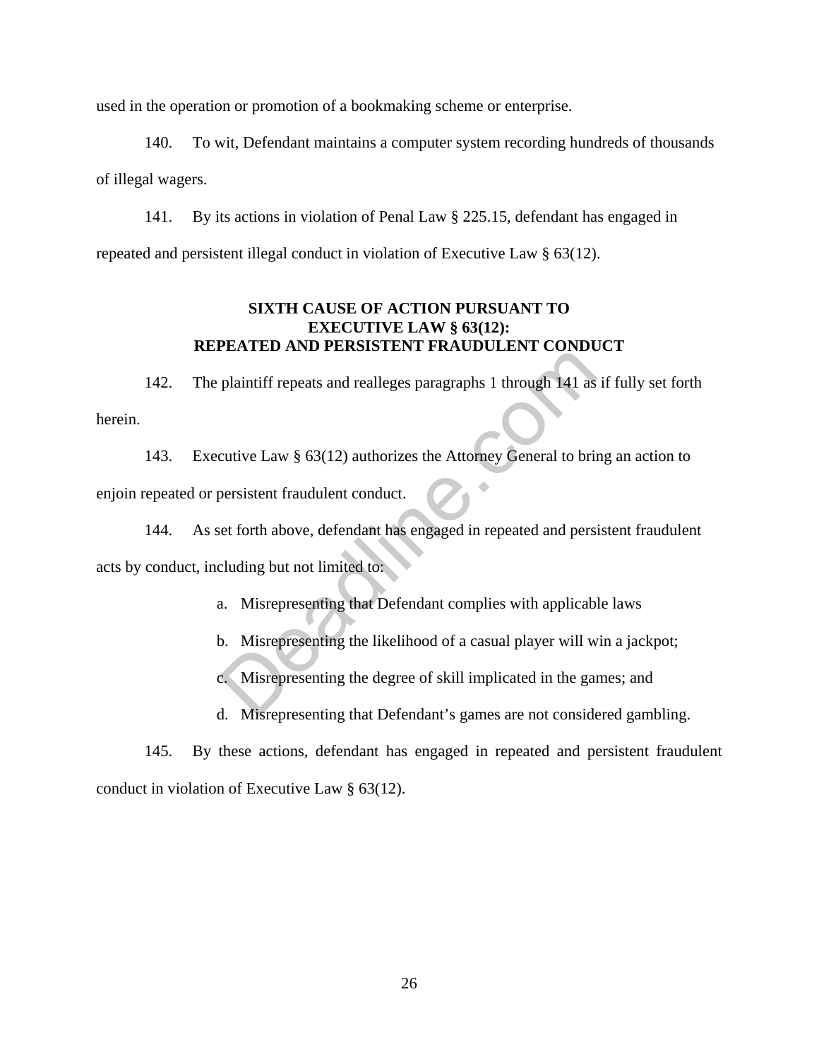used in the operation or promotion of a bookmaking scheme or enterprise.

140. To wit, Defendant maintains a computer system recording hundreds of thousands of illegal wagers.

141. By its actions in violation of Penal Law § 225.15, defendant has engaged in repeated and persistent illegal conduct in violation of Executive Law § 63(12).

**SIXTH CAUSE OF ACTION PURSUANT TO EXECUTIVE LAW § 63(12): REPEATED AND PERSISTENT FRAUDULENT CONDUCT**

142. The plaintiff repeats and realleges paragraphs 1 through 141 as if fully set forth herein.

143. Executive Law § 63(12) authorizes the Attorney General to bring an action to enjoin repeated or persistent fraudulent conduct.

144. As set forth above, defendant has engaged in repeated and persistent fraudulent acts by conduct, including but not limited to:

a. Misrepresenting that Defendant complies with applicable laws

b. Misrepresenting the likelihood of a casual player will win a jackpot;

c. Misrepresenting the degree of skill implicated in the games; and

d. Misrepresenting that Defendant's games are not considered gambling.

145. By these actions, defendant has engaged in repeated and persistent fraudulent conduct in violation of Executive Law § 63(12).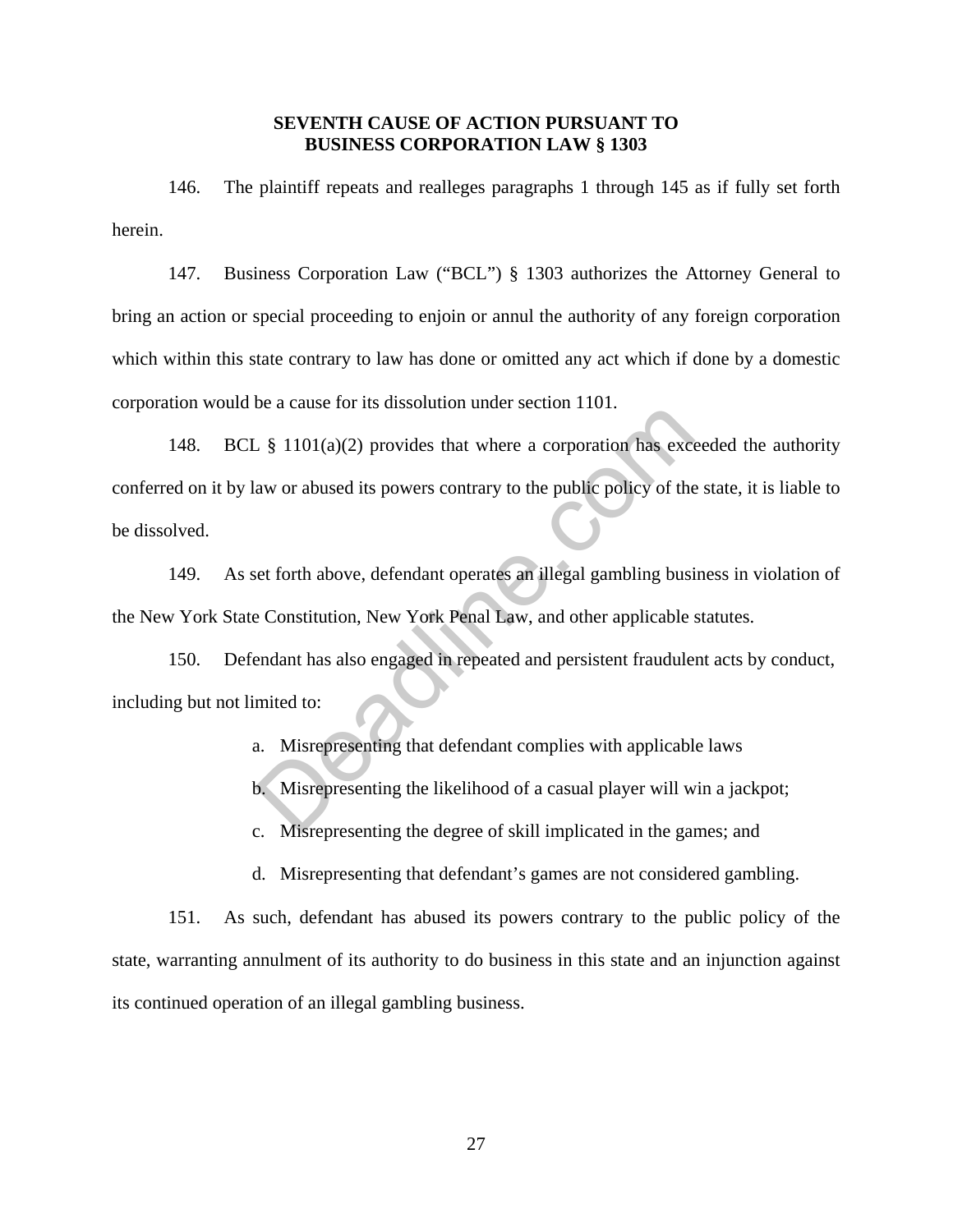## SEVENTH CAUSE OF ACTION PURSUANT TO BUSINESS CORPORATION LAW § 1303

146. The plaintiff repeats and realleges paragraphs 1 through 145 as if fully set forth herein.

147. Business Corporation Law ("BCL") § 1303 authorizes the Attorney General to bring an action or special proceeding to enjoin or annul the authority of any foreign corporation which within this state contrary to law has done or omitted any act which if done by a domestic corporation would be a cause for its dissolution under section 1101.

148. BCL § 1101(a)(2) provides that where a corporation has exceeded the authority conferred on it by law or abused its powers contrary to the public policy of the state, it is liable to be dissolved.

149. As set forth above, defendant operates an illegal gambling business in violation of the New York State Constitution, New York Penal Law, and other applicable statutes.

150. Defendant has also engaged in repeated and persistent fraudulent acts by conduct, including but not limited to:

a. Misrepresenting that defendant complies with applicable laws

b. Misrepresenting the likelihood of a casual player will win a jackpot;

c. Misrepresenting the degree of skill implicated in the games; and

d. Misrepresenting that defendant's games are not considered gambling.

151. As such, defendant has abused its powers contrary to the public policy of the state, warranting annulment of its authority to do business in this state and an injunction against its continued operation of an illegal gambling business.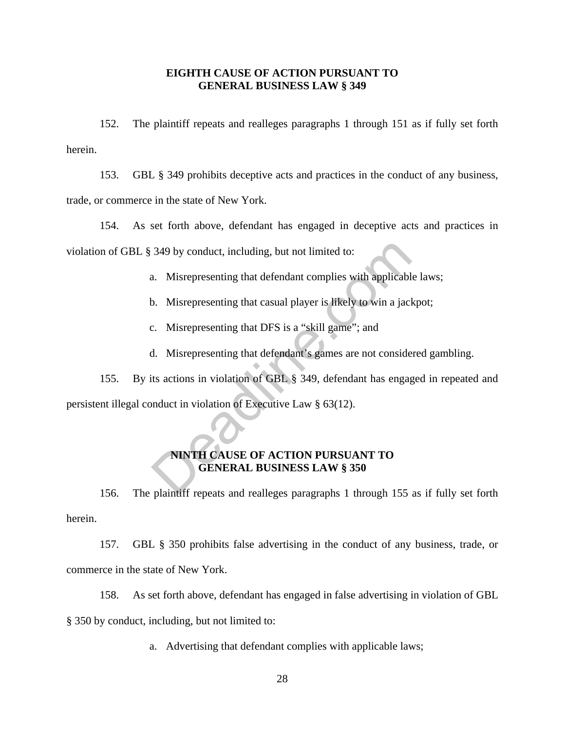**EIGHTH CAUSE OF ACTION PURSUANT TO GENERAL BUSINESS LAW § 349**

152. The plaintiff repeats and realleges paragraphs 1 through 151 as if fully set forth herein.

153. GBL § 349 prohibits deceptive acts and practices in the conduct of any business, trade, or commerce in the state of New York.

154. As set forth above, defendant has engaged in deceptive acts and practices in violation of GBL § 349 by conduct, including, but not limited to:

a. Misrepresenting that defendant complies with applicable laws;

b. Misrepresenting that casual player is likely to win a jackpot;

c. Misrepresenting that DFS is a "skill game"; and

d. Misrepresenting that defendant's games are not considered gambling.

155. By its actions in violation of GBL § 349, defendant has engaged in repeated and persistent illegal conduct in violation of Executive Law § 63(12).

**NINTH CAUSE OF ACTION PURSUANT TO GENERAL BUSINESS LAW § 350**

156. The plaintiff repeats and realleges paragraphs 1 through 155 as if fully set forth herein.

157. GBL § 350 prohibits false advertising in the conduct of any business, trade, or commerce in the state of New York.

158. As set forth above, defendant has engaged in false advertising in violation of GBL § 350 by conduct, including, but not limited to:

a. Advertising that defendant complies with applicable laws;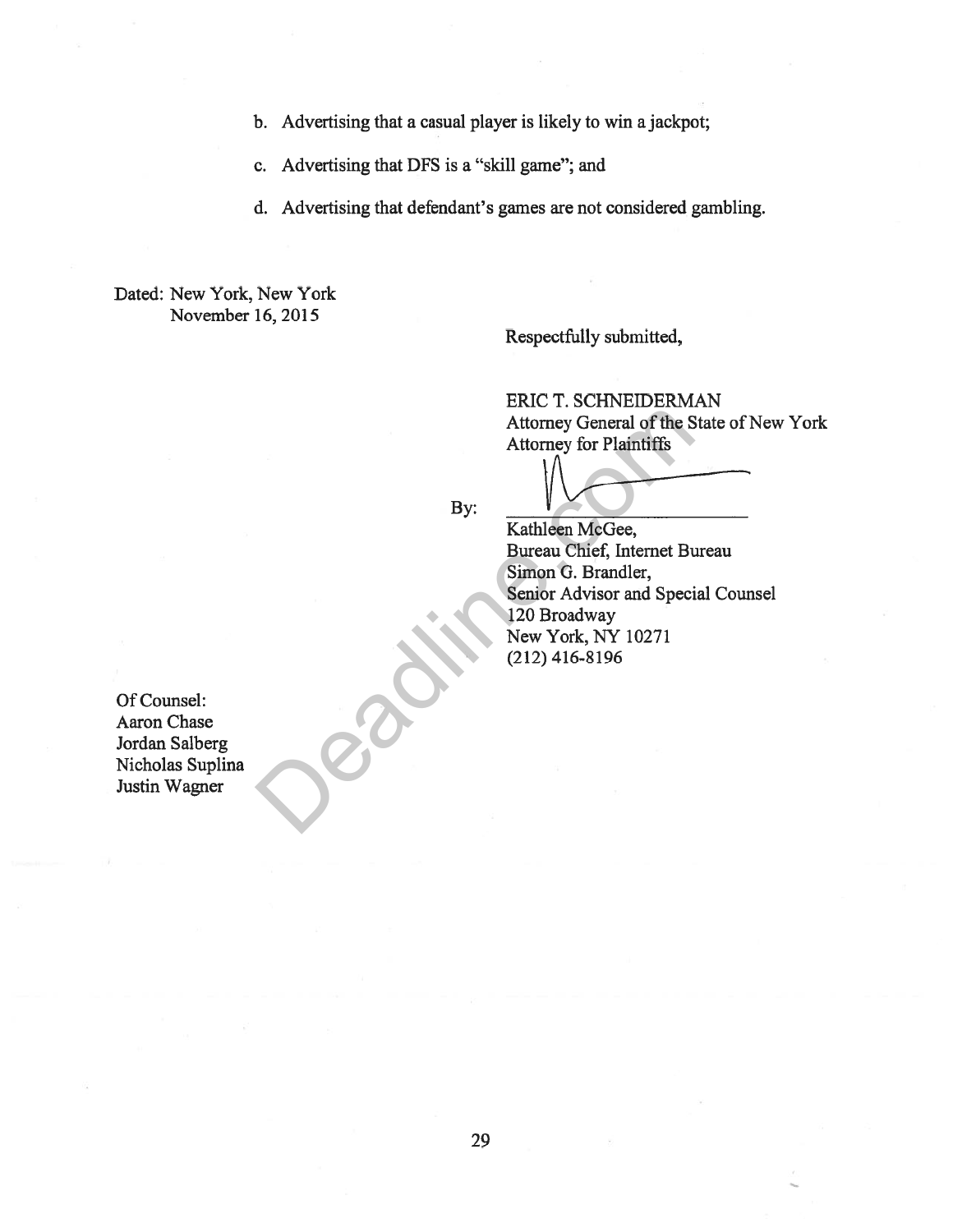b. Advertising that a casual player is likely to win a jackpot;

c. Advertising that DFS is a "skill game"; and

d. Advertising that defendant's games are not considered gambling.

Dated: New York, New York
November 16, 2015

Respectfully submitted,

ERIC T. SCHNEIDERMAN
Attorney General of the State of New York
Attorney for Plaintiffs

By: ____________________________

Kathleen McGee,
Bureau Chief, Internet Bureau
Simon G. Brandler,
Senior Advisor and Special Counsel
120 Broadway
New York, NY 10271
(212) 416-8196

Of Counsel:
Aaron Chase
Jordan Salberg
Nicholas Suplina
Justin Wagner